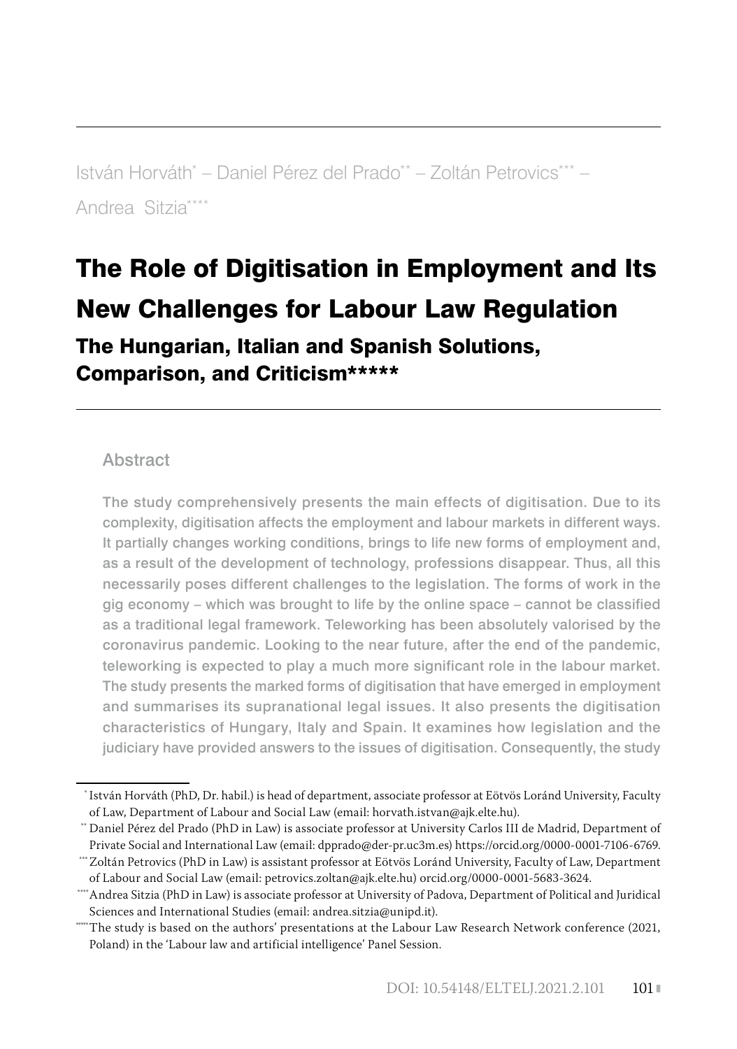István Horváth[*] – Daniel Pérez del Prado[**] – Zoltán Petrovics[***] – Andrea Sitzia[****]

# The Role of Digitisation in Employment and Its New Challenges for Labour Law Regulation

## The Hungarian, Italian and Spanish Solutions, Comparison, and Criticism[*****]

### Abstract

The study comprehensively presents the main effects of digitisation. Due to its complexity, digitisation affects the employment and labour markets in different ways. It partially changes working conditions, brings to life new forms of employment and, as a result of the development of technology, professions disappear. Thus, all this necessarily poses different challenges to the legislation. The forms of work in the gig economy – which was brought to life by the online space – cannot be classified as a traditional legal framework. Teleworking has been absolutely valorised by the coronavirus pandemic. Looking to the near future, after the end of the pandemic, teleworking is expected to play a much more significant role in the labour market. The study presents the marked forms of digitisation that have emerged in employment and summarises its supranational legal issues. It also presents the digitisation characteristics of Hungary, Italy and Spain. It examines how legislation and the judiciary have provided answers to the issues of digitisation. Consequently, the study

---

[*] István Horváth (PhD, Dr. habil.) is head of department, associate professor at Eötvös Loránd University, Faculty of Law, Department of Labour and Social Law (email: horvath.istvan@ajk.elte.hu).

[**] Daniel Pérez del Prado (PhD in Law) is associate professor at University Carlos III de Madrid, Department of Private Social and International Law (email: dpprado@der-pr.uc3m.es) https://orcid.org/0000-0001-7106-6769.

[***] Zoltán Petrovics (PhD in Law) is assistant professor at Eötvös Loránd University, Faculty of Law, Department of Labour and Social Law (email: petrovics.zoltan@ajk.elte.hu) orcid.org/0000-0001-5683-3624.

[****] Andrea Sitzia (PhD in Law) is associate professor at University of Padova, Department of Political and Juridical Sciences and International Studies (email: andrea.sitzia@unipd.it).

[*****] The study is based on the authors' presentations at the Labour Law Research Network conference (2021, Poland) in the 'Labour law and artificial intelligence' Panel Session.

DOI: 10.54148/ELTELJ.2021.2.101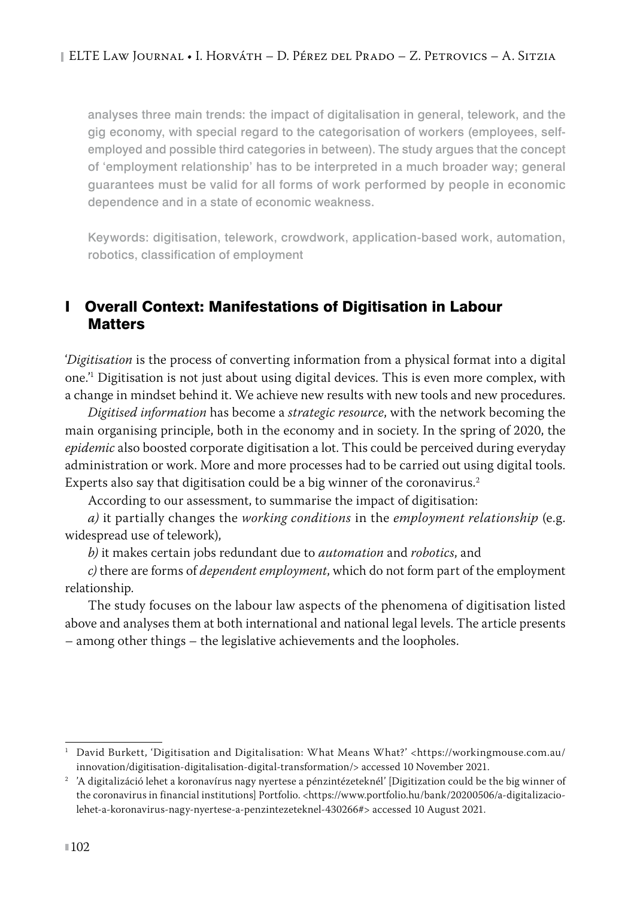analyses three main trends: the impact of digitalisation in general, telework, and the gig economy, with special regard to the categorisation of workers (employees, self-employed and possible third categories in between). The study argues that the concept of 'employment relationship' has to be interpreted in a much broader way; general guarantees must be valid for all forms of work performed by people in economic dependence and in a state of economic weakness.

Keywords: digitisation, telework, crowdwork, application-based work, automation, robotics, classification of employment

## I Overall Context: Manifestations of Digitisation in Labour Matters

'*Digitisation* is the process of converting information from a physical format into a digital one.'[1] Digitisation is not just about using digital devices. This is even more complex, with a change in mindset behind it. We achieve new results with new tools and new procedures.

*Digitised information* has become a *strategic resource*, with the network becoming the main organising principle, both in the economy and in society. In the spring of 2020, the *epidemic* also boosted corporate digitisation a lot. This could be perceived during everyday administration or work. More and more processes had to be carried out using digital tools. Experts also say that digitisation could be a big winner of the coronavirus.[2]

According to our assessment, to summarise the impact of digitisation:

*a)* it partially changes the *working conditions* in the *employment relationship* (e.g. widespread use of telework),

*b)* it makes certain jobs redundant due to *automation* and *robotics*, and

*c)* there are forms of *dependent employment*, which do not form part of the employment relationship.

The study focuses on the labour law aspects of the phenomena of digitisation listed above and analyses them at both international and national legal levels. The article presents – among other things – the legislative achievements and the loopholes.

---

[1] David Burkett, 'Digitisation and Digitalisation: What Means What?' <https://workingmouse.com.au/innovation/digitisation-digitalisation-digital-transformation/> accessed 10 November 2021.

[2] 'A digitalizáció lehet a koronavírus nagy nyertese a pénzintézeteknél' [Digitization could be the big winner of the coronavirus in financial institutions] Portfolio. <https://www.portfolio.hu/bank/20200506/a-digitalizacio-lehet-a-koronavirus-nagy-nyertese-a-penzintezeteknel-430266#> accessed 10 August 2021.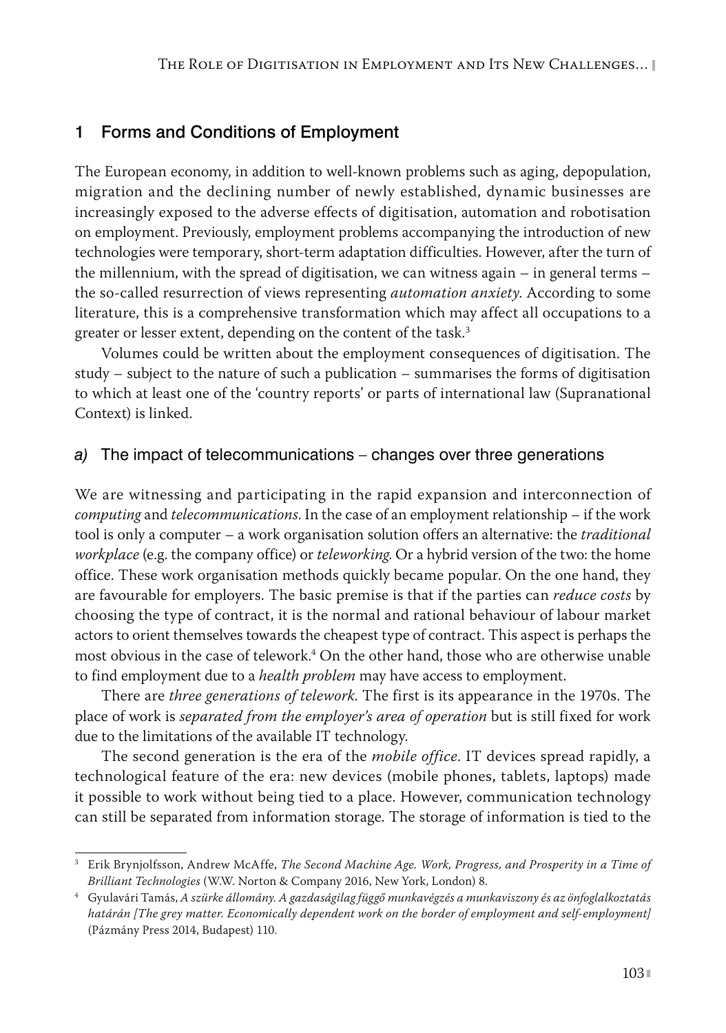## 1 Forms and Conditions of Employment

The European economy, in addition to well-known problems such as aging, depopulation, migration and the declining number of newly established, dynamic businesses are increasingly exposed to the adverse effects of digitisation, automation and robotisation on employment. Previously, employment problems accompanying the introduction of new technologies were temporary, short-term adaptation difficulties. However, after the turn of the millennium, with the spread of digitisation, we can witness again – in general terms – the so-called resurrection of views representing *automation anxiety*. According to some literature, this is a comprehensive transformation which may affect all occupations to a greater or lesser extent, depending on the content of the task.[3]

Volumes could be written about the employment consequences of digitisation. The study – subject to the nature of such a publication – summarises the forms of digitisation to which at least one of the 'country reports' or parts of international law (Supranational Context) is linked.

### *a)* The impact of telecommunications – changes over three generations

We are witnessing and participating in the rapid expansion and interconnection of *computing* and *telecommunications*. In the case of an employment relationship – if the work tool is only a computer – a work organisation solution offers an alternative: the *traditional workplace* (e.g. the company office) or *teleworking*. Or a hybrid version of the two: the home office. These work organisation methods quickly became popular. On the one hand, they are favourable for employers. The basic premise is that if the parties can *reduce costs* by choosing the type of contract, it is the normal and rational behaviour of labour market actors to orient themselves towards the cheapest type of contract. This aspect is perhaps the most obvious in the case of telework.[4] On the other hand, those who are otherwise unable to find employment due to a *health problem* may have access to employment.

There are *three generations of telework*. The first is its appearance in the 1970s. The place of work is *separated from the employer's area of operation* but is still fixed for work due to the limitations of the available IT technology.

The second generation is the era of the *mobile office*. IT devices spread rapidly, a technological feature of the era: new devices (mobile phones, tablets, laptops) made it possible to work without being tied to a place. However, communication technology can still be separated from information storage. The storage of information is tied to the

---

[3] Erik Brynjolfsson, Andrew McAffe, *The Second Machine Age. Work, Progress, and Prosperity in a Time of Brilliant Technologies* (W.W. Norton & Company 2016, New York, London) 8.

[4] Gyulavári Tamás, *A szürke állomány. A gazdaságilag függő munkavégzés a munkaviszony és az önfoglalkoztatás határán [The grey matter. Economically dependent work on the border of employment and self-employment]* (Pázmány Press 2014, Budapest) 110.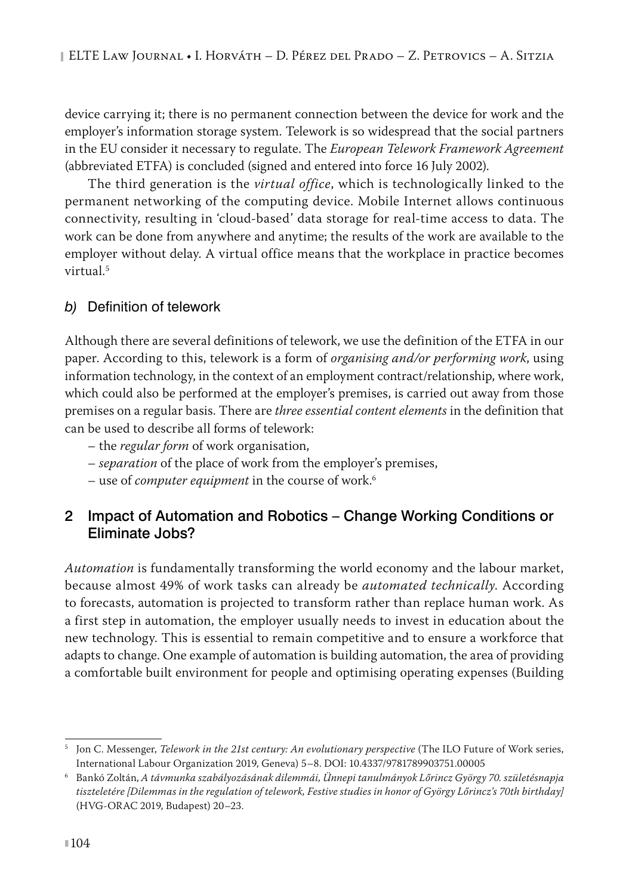device carrying it; there is no permanent connection between the device for work and the employer's information storage system. Telework is so widespread that the social partners in the EU consider it necessary to regulate. The *European Telework Framework Agreement* (abbreviated ETFA) is concluded (signed and entered into force 16 July 2002).

The third generation is the *virtual office*, which is technologically linked to the permanent networking of the computing device. Mobile Internet allows continuous connectivity, resulting in 'cloud-based' data storage for real-time access to data. The work can be done from anywhere and anytime; the results of the work are available to the employer without delay. A virtual office means that the workplace in practice becomes virtual.[5]

### *b)* Definition of telework

Although there are several definitions of telework, we use the definition of the ETFA in our paper. According to this, telework is a form of *organising and/or performing work*, using information technology, in the context of an employment contract/relationship, where work, which could also be performed at the employer's premises, is carried out away from those premises on a regular basis. There are *three essential content elements* in the definition that can be used to describe all forms of telework:

- the *regular form* of work organisation,
- *separation* of the place of work from the employer's premises,
- use of *computer equipment* in the course of work.[6]

## 2 Impact of Automation and Robotics – Change Working Conditions or Eliminate Jobs?

*Automation* is fundamentally transforming the world economy and the labour market, because almost 49% of work tasks can already be *automated technically*. According to forecasts, automation is projected to transform rather than replace human work. As a first step in automation, the employer usually needs to invest in education about the new technology. This is essential to remain competitive and to ensure a workforce that adapts to change. One example of automation is building automation, the area of providing a comfortable built environment for people and optimising operating expenses (Building

---

[5] Jon C. Messenger, *Telework in the 21st century: An evolutionary perspective* (The ILO Future of Work series, International Labour Organization 2019, Geneva) 5–8. DOI: 10.4337/9781789903751.00005

[6] Bankó Zoltán, *A távmunka szabályozásának dilemmái, Ünnepi tanulmányok Lőrincz György 70. születésnapja tiszteletére [Dilemmas in the regulation of telework, Festive studies in honor of György Lőrincz's 70th birthday]* (HVG-ORAC 2019, Budapest) 20–23.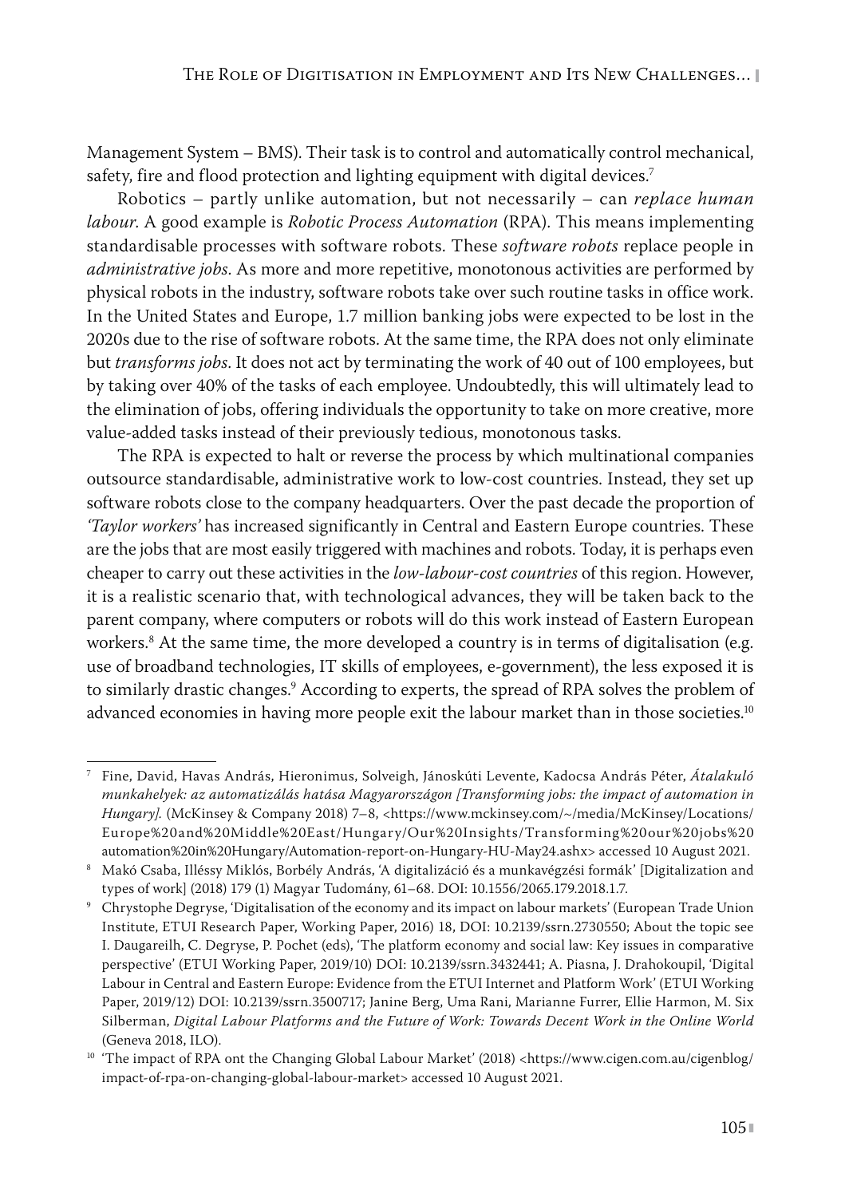Management System – BMS). Their task is to control and automatically control mechanical, safety, fire and flood protection and lighting equipment with digital devices.[7]

Robotics – partly unlike automation, but not necessarily – can *replace human labour*. A good example is *Robotic Process Automation* (RPA). This means implementing standardisable processes with software robots. These *software robots* replace people in *administrative jobs*. As more and more repetitive, monotonous activities are performed by physical robots in the industry, software robots take over such routine tasks in office work. In the United States and Europe, 1.7 million banking jobs were expected to be lost in the 2020s due to the rise of software robots. At the same time, the RPA does not only eliminate but *transforms jobs*. It does not act by terminating the work of 40 out of 100 employees, but by taking over 40% of the tasks of each employee. Undoubtedly, this will ultimately lead to the elimination of jobs, offering individuals the opportunity to take on more creative, more value-added tasks instead of their previously tedious, monotonous tasks.

The RPA is expected to halt or reverse the process by which multinational companies outsource standardisable, administrative work to low-cost countries. Instead, they set up software robots close to the company headquarters. Over the past decade the proportion of *'Taylor workers'* has increased significantly in Central and Eastern Europe countries. These are the jobs that are most easily triggered with machines and robots. Today, it is perhaps even cheaper to carry out these activities in the *low-labour-cost countries* of this region. However, it is a realistic scenario that, with technological advances, they will be taken back to the parent company, where computers or robots will do this work instead of Eastern European workers.[8] At the same time, the more developed a country is in terms of digitalisation (e.g. use of broadband technologies, IT skills of employees, e-government), the less exposed it is to similarly drastic changes.[9] According to experts, the spread of RPA solves the problem of advanced economies in having more people exit the labour market than in those societies.[10]

---

[7] Fine, David, Havas András, Hieronimus, Solveigh, Jánoskúti Levente, Kadocsa András Péter, *Átalakuló munkahelyek: az automatizálás hatása Magyarországon [Transforming jobs: the impact of automation in Hungary].* (McKinsey & Company 2018) 7–8, <https://www.mckinsey.com/~/media/McKinsey/Locations/Europe%20and%20Middle%20East/Hungary/Our%20Insights/Transforming%20our%20jobs%20automation%20in%20Hungary/Automation-report-on-Hungary-HU-May24.ashx> accessed 10 August 2021.

[8] Makó Csaba, Illéssy Miklós, Borbély András, 'A digitalizáció és a munkavégzési formák' [Digitalization and types of work] (2018) 179 (1) Magyar Tudomány, 61–68. DOI: 10.1556/2065.179.2018.1.7.

[9] Chrystophe Degryse, 'Digitalisation of the economy and its impact on labour markets' (European Trade Union Institute, ETUI Research Paper, Working Paper, 2016) 18, DOI: 10.2139/ssrn.2730550; About the topic see I. Daugareilh, C. Degryse, P. Pochet (eds), 'The platform economy and social law: Key issues in comparative perspective' (ETUI Working Paper, 2019/10) DOI: 10.2139/ssrn.3432441; A. Piasna, J. Drahokoupil, 'Digital Labour in Central and Eastern Europe: Evidence from the ETUI Internet and Platform Work' (ETUI Working Paper, 2019/12) DOI: 10.2139/ssrn.3500717; Janine Berg, Uma Rani, Marianne Furrer, Ellie Harmon, M. Six Silberman, *Digital Labour Platforms and the Future of Work: Towards Decent Work in the Online World* (Geneva 2018, ILO).

[10] 'The impact of RPA ont the Changing Global Labour Market' (2018) <https://www.cigen.com.au/cigenblog/impact-of-rpa-on-changing-global-labour-market> accessed 10 August 2021.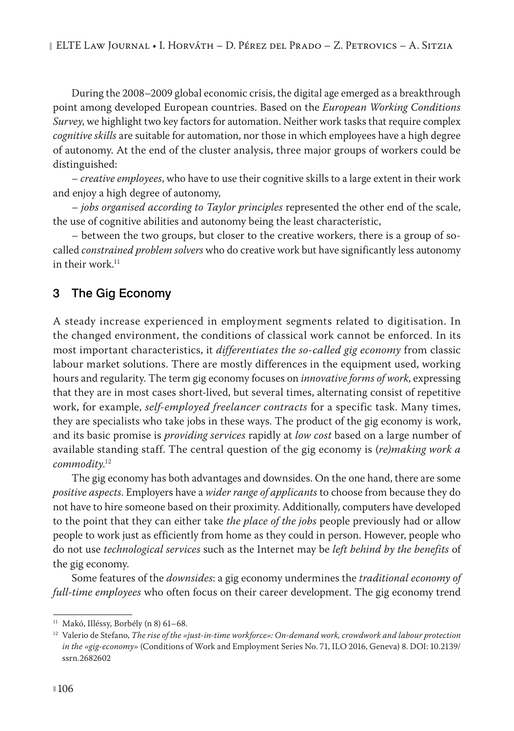During the 2008–2009 global economic crisis, the digital age emerged as a breakthrough point among developed European countries. Based on the *European Working Conditions Survey*, we highlight two key factors for automation. Neither work tasks that require complex *cognitive skills* are suitable for automation, nor those in which employees have a high degree of autonomy. At the end of the cluster analysis, three major groups of workers could be distinguished:

– *creative employees*, who have to use their cognitive skills to a large extent in their work and enjoy a high degree of autonomy,

– *jobs organised according to Taylor principles* represented the other end of the scale, the use of cognitive abilities and autonomy being the least characteristic,

– between the two groups, but closer to the creative workers, there is a group of so-called *constrained problem solvers* who do creative work but have significantly less autonomy in their work.[11]

## 3 The Gig Economy

A steady increase experienced in employment segments related to digitisation. In the changed environment, the conditions of classical work cannot be enforced. In its most important characteristics, it *differentiates the so-called gig economy* from classic labour market solutions. There are mostly differences in the equipment used, working hours and regularity. The term gig economy focuses on *innovative forms of work*, expressing that they are in most cases short-lived, but several times, alternating consist of repetitive work, for example, *self-employed freelancer contracts* for a specific task. Many times, they are specialists who take jobs in these ways. The product of the gig economy is work, and its basic promise is *providing services* rapidly at *low cost* based on a large number of available standing staff. The central question of the gig economy is (*re)making work a commodity*.[12]

The gig economy has both advantages and downsides. On the one hand, there are some *positive aspects*. Employers have a *wider range of applicants* to choose from because they do not have to hire someone based on their proximity. Additionally, computers have developed to the point that they can either take *the place of the jobs* people previously had or allow people to work just as efficiently from home as they could in person. However, people who do not use *technological services* such as the Internet may be *left behind by the benefits* of the gig economy.

Some features of the *downsides*: a gig economy undermines the *traditional economy of full-time employees* who often focus on their career development. The gig economy trend

---

[11] Makó, Illéssy, Borbély (n 8) 61–68.

[12] Valerio de Stefano, *The rise of the «just-in-time workforce»: On-demand work, crowdwork and labour protection in the «gig-economy»* (Conditions of Work and Employment Series No. 71, ILO 2016, Geneva) 8. DOI: 10.2139/ssrn.2682602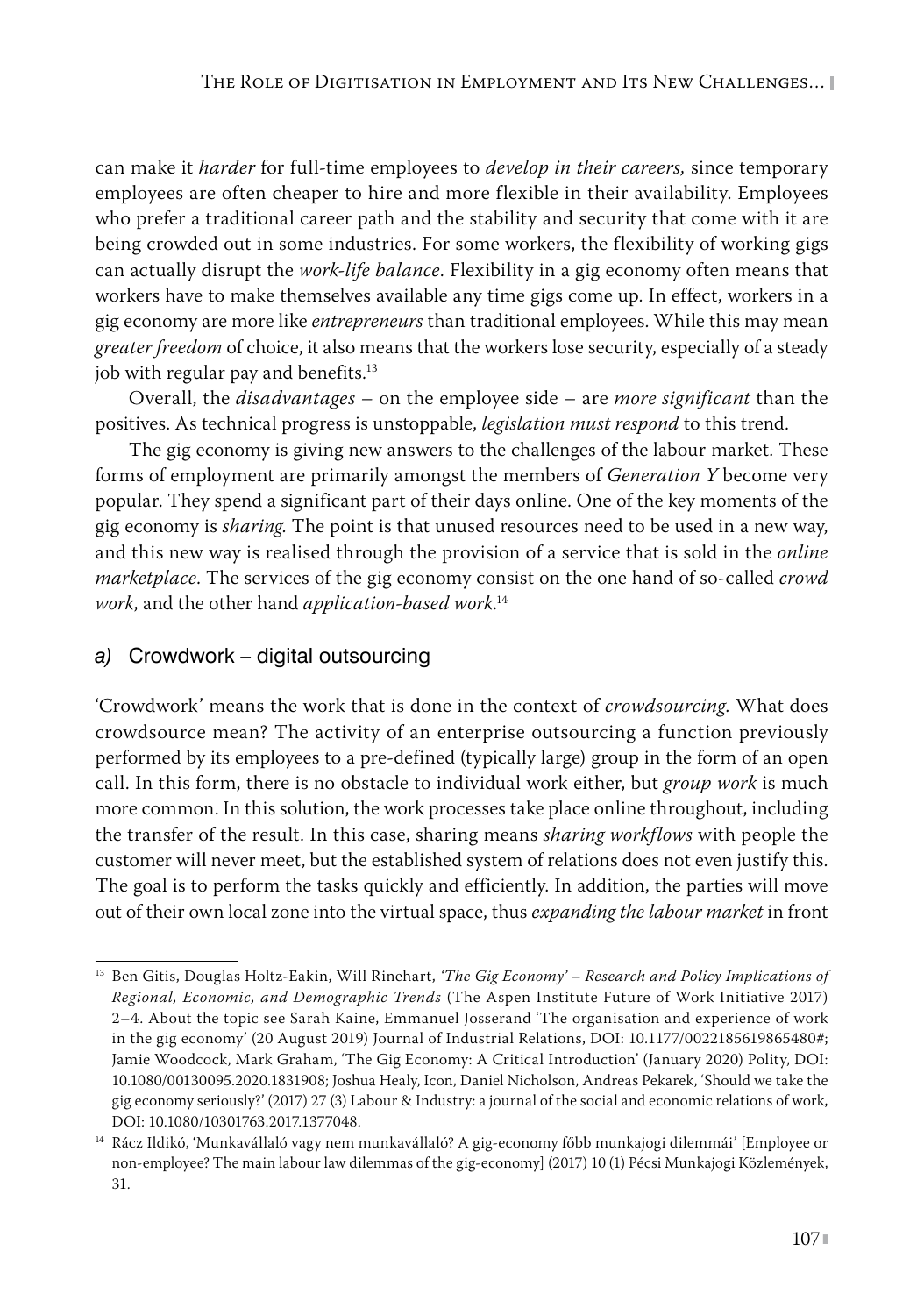can make it *harder* for full-time employees to *develop in their careers,* since temporary employees are often cheaper to hire and more flexible in their availability. Employees who prefer a traditional career path and the stability and security that come with it are being crowded out in some industries. For some workers, the flexibility of working gigs can actually disrupt the *work-life balance.* Flexibility in a gig economy often means that workers have to make themselves available any time gigs come up. In effect, workers in a gig economy are more like *entrepreneurs* than traditional employees. While this may mean *greater freedom* of choice, it also means that the workers lose security, especially of a steady job with regular pay and benefits.[13]

Overall, the *disadvantages* – on the employee side – are *more significant* than the positives. As technical progress is unstoppable, *legislation must respond* to this trend.

The gig economy is giving new answers to the challenges of the labour market. These forms of employment are primarily amongst the members of *Generation Y* become very popular. They spend a significant part of their days online. One of the key moments of the gig economy is *sharing.* The point is that unused resources need to be used in a new way, and this new way is realised through the provision of a service that is sold in the *online marketplace.* The services of the gig economy consist on the one hand of so-called *crowd work*, and the other hand *application-based work*.[14]

### *a)* Crowdwork – digital outsourcing

'Crowdwork' means the work that is done in the context of *crowdsourcing.* What does crowdsource mean? The activity of an enterprise outsourcing a function previously performed by its employees to a pre-defined (typically large) group in the form of an open call. In this form, there is no obstacle to individual work either, but *group work* is much more common. In this solution, the work processes take place online throughout, including the transfer of the result. In this case, sharing means *sharing workflows* with people the customer will never meet, but the established system of relations does not even justify this. The goal is to perform the tasks quickly and efficiently. In addition, the parties will move out of their own local zone into the virtual space, thus *expanding the labour market* in front

---

[13] Ben Gitis, Douglas Holtz-Eakin, Will Rinehart, *'The Gig Economy' – Research and Policy Implications of Regional, Economic, and Demographic Trends* (The Aspen Institute Future of Work Initiative 2017) 2–4. About the topic see Sarah Kaine, Emmanuel Josserand 'The organisation and experience of work in the gig economy' (20 August 2019) Journal of Industrial Relations, DOI: 10.1177/0022185619865480#; Jamie Woodcock, Mark Graham, 'The Gig Economy: A Critical Introduction' (January 2020) Polity, DOI: 10.1080/00130095.2020.1831908; Joshua Healy, Icon, Daniel Nicholson, Andreas Pekarek, 'Should we take the gig economy seriously?' (2017) 27 (3) Labour & Industry: a journal of the social and economic relations of work, DOI: 10.1080/10301763.2017.1377048.

[14] Rácz Ildikó, 'Munkavállaló vagy nem munkavállaló? A gig-economy főbb munkajogi dilemmái' [Employee or non-employee? The main labour law dilemmas of the gig-economy] (2017) 10 (1) Pécsi Munkajogi Közlemények, 31.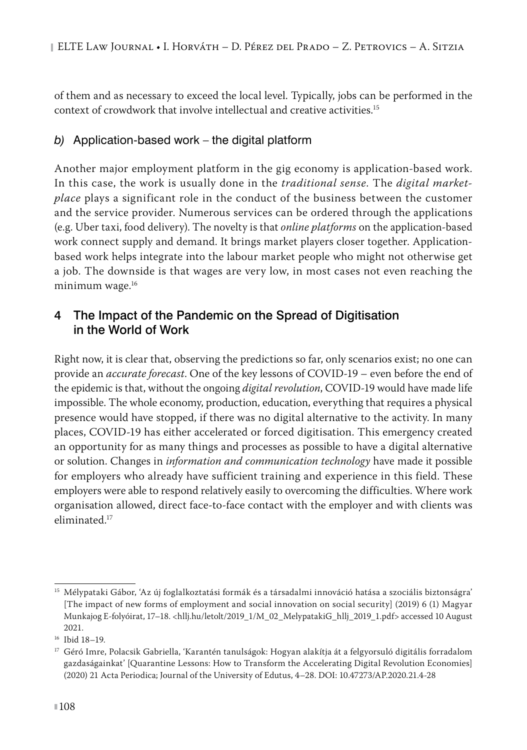of them and as necessary to exceed the local level. Typically, jobs can be performed in the context of crowdwork that involve intellectual and creative activities.[15]

### *b)* Application-based work – the digital platform

Another major employment platform in the gig economy is application-based work. In this case, the work is usually done in the *traditional sense.* The *digital marketplace* plays a significant role in the conduct of the business between the customer and the service provider. Numerous services can be ordered through the applications (e.g. Uber taxi, food delivery). The novelty is that *online platforms* on the application-based work connect supply and demand. It brings market players closer together. Application-based work helps integrate into the labour market people who might not otherwise get a job. The downside is that wages are very low, in most cases not even reaching the minimum wage.[16]

## 4 The Impact of the Pandemic on the Spread of Digitisation in the World of Work

Right now, it is clear that, observing the predictions so far, only scenarios exist; no one can provide an *accurate forecast*. One of the key lessons of COVID-19 – even before the end of the epidemic is that, without the ongoing *digital revolution*, COVID-19 would have made life impossible. The whole economy, production, education, everything that requires a physical presence would have stopped, if there was no digital alternative to the activity. In many places, COVID-19 has either accelerated or forced digitisation. This emergency created an opportunity for as many things and processes as possible to have a digital alternative or solution. Changes in *information and communication technology* have made it possible for employers who already have sufficient training and experience in this field. These employers were able to respond relatively easily to overcoming the difficulties. Where work organisation allowed, direct face-to-face contact with the employer and with clients was eliminated.[17]

---

[15] Mélypataki Gábor, 'Az új foglalkoztatási formák és a társadalmi innováció hatása a szociális biztonságra' [The impact of new forms of employment and social innovation on social security] (2019) 6 (1) Magyar Munkajog E-folyóirat, 17–18. <hllj.hu/letolt/2019_1/M_02_MelypatakiG_hllj_2019_1.pdf> accessed 10 August 2021.

[16] Ibid 18–19.

[17] Géró Imre, Polacsik Gabriella, 'Karantén tanulságok: Hogyan alakítja át a felgyorsuló digitális forradalom gazdaságainkat' [Quarantine Lessons: How to Transform the Accelerating Digital Revolution Economies] (2020) 21 Acta Periodica; Journal of the University of Edutus, 4–28. DOI: 10.47273/AP.2020.21.4-28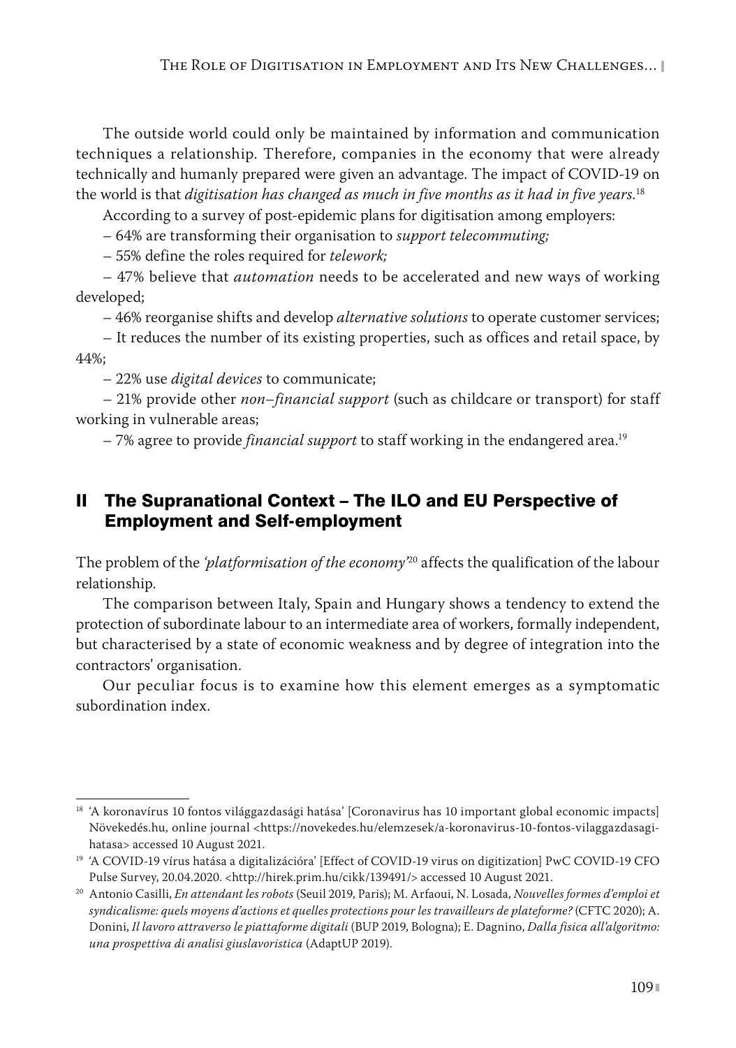The outside world could only be maintained by information and communication techniques a relationship. Therefore, companies in the economy that were already technically and humanly prepared were given an advantage. The impact of COVID-19 on the world is that *digitisation has changed as much in five months as it had in five years.*[18]

According to a survey of post-epidemic plans for digitisation among employers:

– 64% are transforming their organisation to *support telecommuting;*

– 55% define the roles required for *telework;*

– 47% believe that *automation* needs to be accelerated and new ways of working developed;

– 46% reorganise shifts and develop *alternative solutions* to operate customer services;

– It reduces the number of its existing properties, such as offices and retail space, by 44%;

– 22% use *digital devices* to communicate;

– 21% provide other *non–financial support* (such as childcare or transport) for staff working in vulnerable areas;

– 7% agree to provide *financial support* to staff working in the endangered area.[19]

## II The Supranational Context – The ILO and EU Perspective of Employment and Self-employment

The problem of the *'platformisation of the economy'*[20] affects the qualification of the labour relationship.

The comparison between Italy, Spain and Hungary shows a tendency to extend the protection of subordinate labour to an intermediate area of workers, formally independent, but characterised by a state of economic weakness and by degree of integration into the contractors' organisation.

Our peculiar focus is to examine how this element emerges as a symptomatic subordination index.

---

[18] 'A koronavírus 10 fontos világgazdasági hatása' [Coronavirus has 10 important global economic impacts] Növekedés.hu, online journal <https://novekedes.hu/elemzesek/a-koronavirus-10-fontos-vilaggazdasagi-hatasa> accessed 10 August 2021.

[19] 'A COVID-19 vírus hatása a digitalizációra' [Effect of COVID-19 virus on digitization] PwC COVID-19 CFO Pulse Survey, 20.04.2020. <http://hirek.prim.hu/cikk/139491/> accessed 10 August 2021.

[20] Antonio Casilli, *En attendant les robots* (Seuil 2019, Paris); M. Arfaoui, N. Losada, *Nouvelles formes d'emploi et syndicalisme: quels moyens d'actions et quelles protections pour les travailleurs de plateforme?* (CFTC 2020); A. Donini, *Il lavoro attraverso le piattaforme digitali* (BUP 2019, Bologna); E. Dagnino, *Dalla fisica all'algoritmo: una prospettiva di analisi giuslavoristica* (AdaptUP 2019).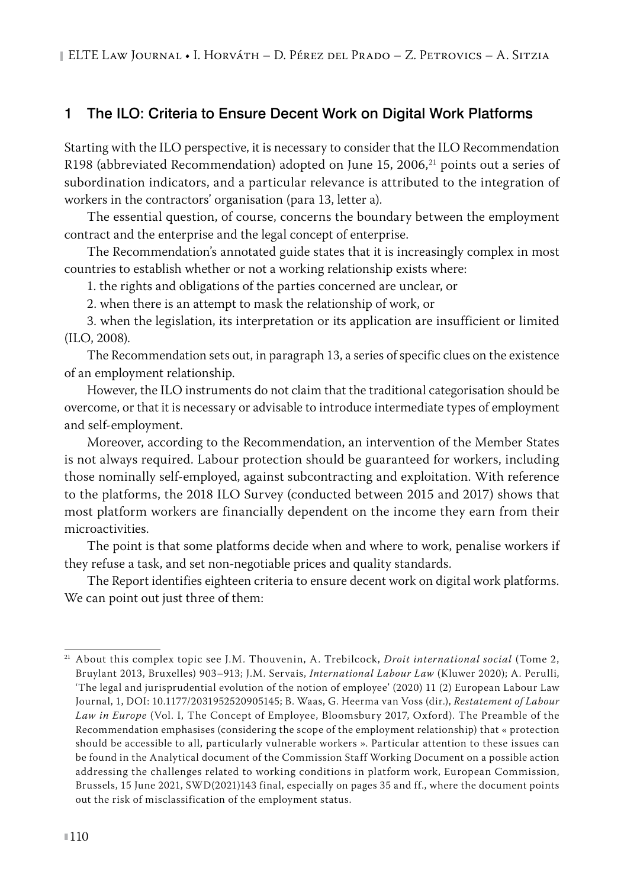## 1 The ILO: Criteria to Ensure Decent Work on Digital Work Platforms

Starting with the ILO perspective, it is necessary to consider that the ILO Recommendation R198 (abbreviated Recommendation) adopted on June 15, 2006,[21] points out a series of subordination indicators, and a particular relevance is attributed to the integration of workers in the contractors' organisation (para 13, letter a).

The essential question, of course, concerns the boundary between the employment contract and the enterprise and the legal concept of enterprise.

The Recommendation's annotated guide states that it is increasingly complex in most countries to establish whether or not a working relationship exists where:

1. the rights and obligations of the parties concerned are unclear, or

2. when there is an attempt to mask the relationship of work, or

3. when the legislation, its interpretation or its application are insufficient or limited (ILO, 2008).

The Recommendation sets out, in paragraph 13, a series of specific clues on the existence of an employment relationship.

However, the ILO instruments do not claim that the traditional categorisation should be overcome, or that it is necessary or advisable to introduce intermediate types of employment and self-employment.

Moreover, according to the Recommendation, an intervention of the Member States is not always required. Labour protection should be guaranteed for workers, including those nominally self-employed, against subcontracting and exploitation. With reference to the platforms, the 2018 ILO Survey (conducted between 2015 and 2017) shows that most platform workers are financially dependent on the income they earn from their microactivities.

The point is that some platforms decide when and where to work, penalise workers if they refuse a task, and set non-negotiable prices and quality standards.

The Report identifies eighteen criteria to ensure decent work on digital work platforms. We can point out just three of them:

---

[21] About this complex topic see J.M. Thouvenin, A. Trebilcock, *Droit international social* (Tome 2, Bruylant 2013, Bruxelles) 903–913; J.M. Servais, *International Labour Law* (Kluwer 2020); A. Perulli, 'The legal and jurisprudential evolution of the notion of employee' (2020) 11 (2) European Labour Law Journal, 1, DOI: 10.1177/2031952520905145; B. Waas, G. Heerma van Voss (dir.), *Restatement of Labour Law in Europe* (Vol. I, The Concept of Employee, Bloomsbury 2017, Oxford). The Preamble of the Recommendation emphasises (considering the scope of the employment relationship) that « protection should be accessible to all, particularly vulnerable workers ». Particular attention to these issues can be found in the Analytical document of the Commission Staff Working Document on a possible action addressing the challenges related to working conditions in platform work, European Commission, Brussels, 15 June 2021, SWD(2021)143 final, especially on pages 35 and ff., where the document points out the risk of misclassification of the employment status.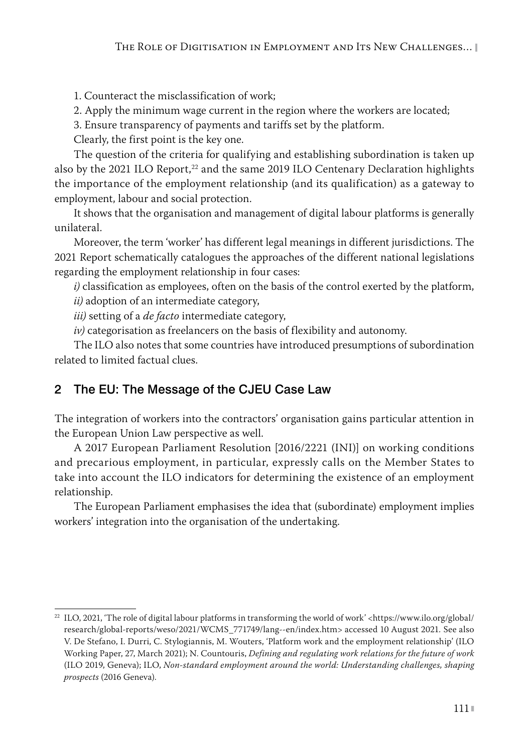1. Counteract the misclassification of work;

2. Apply the minimum wage current in the region where the workers are located;

3. Ensure transparency of payments and tariffs set by the platform.

Clearly, the first point is the key one.

The question of the criteria for qualifying and establishing subordination is taken up also by the 2021 ILO Report,[22] and the same 2019 ILO Centenary Declaration highlights the importance of the employment relationship (and its qualification) as a gateway to employment, labour and social protection.

It shows that the organisation and management of digital labour platforms is generally unilateral.

Moreover, the term 'worker' has different legal meanings in different jurisdictions. The 2021 Report schematically catalogues the approaches of the different national legislations regarding the employment relationship in four cases:

*i)* classification as employees, often on the basis of the control exerted by the platform,

*ii)* adoption of an intermediate category,

*iii)* setting of a *de facto* intermediate category,

*iv)* categorisation as freelancers on the basis of flexibility and autonomy.

The ILO also notes that some countries have introduced presumptions of subordination related to limited factual clues.

## 2 The EU: The Message of the CJEU Case Law

The integration of workers into the contractors' organisation gains particular attention in the European Union Law perspective as well.

A 2017 European Parliament Resolution [2016/2221 (INI)] on working conditions and precarious employment, in particular, expressly calls on the Member States to take into account the ILO indicators for determining the existence of an employment relationship.

The European Parliament emphasises the idea that (subordinate) employment implies workers' integration into the organisation of the undertaking.

---

[22] ILO, 2021, 'The role of digital labour platforms in transforming the world of work' <https://www.ilo.org/global/research/global-reports/weso/2021/WCMS_771749/lang--en/index.htm> accessed 10 August 2021. See also V. De Stefano, I. Durri, C. Stylogiannis, M. Wouters, 'Platform work and the employment relationship' (ILO Working Paper, 27, March 2021); N. Countouris, *Defining and regulating work relations for the future of work* (ILO 2019, Geneva); ILO, *Non-standard employment around the world: Understanding challenges, shaping prospects* (2016 Geneva).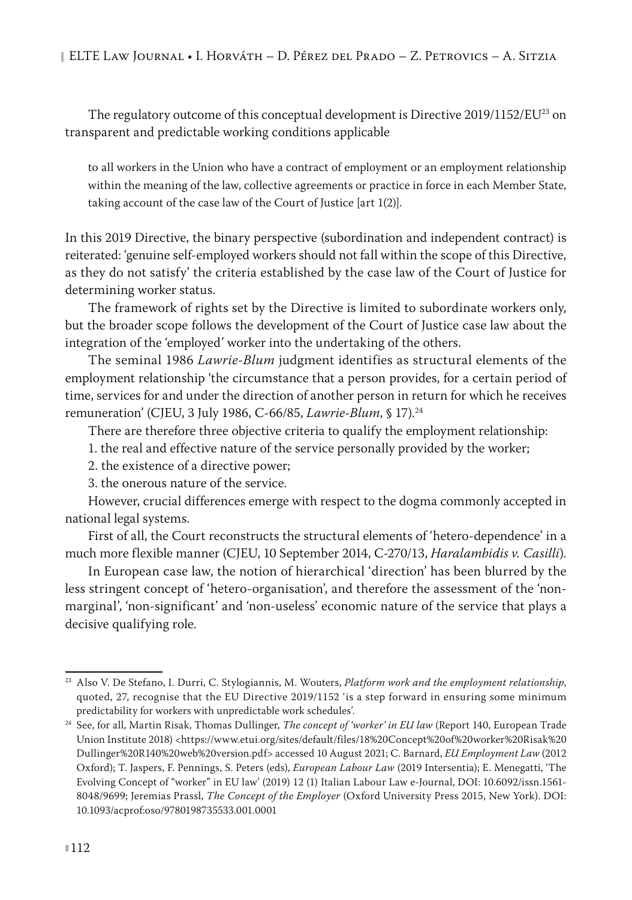The regulatory outcome of this conceptual development is Directive 2019/1152/EU[23] on transparent and predictable working conditions applicable

> to all workers in the Union who have a contract of employment or an employment relationship within the meaning of the law, collective agreements or practice in force in each Member State, taking account of the case law of the Court of Justice [art 1(2)].

In this 2019 Directive, the binary perspective (subordination and independent contract) is reiterated: 'genuine self-employed workers should not fall within the scope of this Directive, as they do not satisfy' the criteria established by the case law of the Court of Justice for determining worker status.

The framework of rights set by the Directive is limited to subordinate workers only, but the broader scope follows the development of the Court of Justice case law about the integration of the 'employed' worker into the undertaking of the others.

The seminal 1986 *Lawrie-Blum* judgment identifies as structural elements of the employment relationship 'the circumstance that a person provides, for a certain period of time, services for and under the direction of another person in return for which he receives remuneration' (CJEU, 3 July 1986, C-66/85, *Lawrie-Blum*, § 17).[24]

There are therefore three objective criteria to qualify the employment relationship:

1. the real and effective nature of the service personally provided by the worker;
2. the existence of a directive power;
3. the onerous nature of the service.

However, crucial differences emerge with respect to the dogma commonly accepted in national legal systems.

First of all, the Court reconstructs the structural elements of 'hetero-dependence' in a much more flexible manner (CJEU, 10 September 2014, C-270/13, *Haralambidis v. Casilli*).

In European case law, the notion of hierarchical 'direction' has been blurred by the less stringent concept of 'hetero-organisation', and therefore the assessment of the 'non-marginal', 'non-significant' and 'non-useless' economic nature of the service that plays a decisive qualifying role.

---

[23] Also V. De Stefano, I. Durri, C. Stylogiannis, M. Wouters, *Platform work and the employment relationship*, quoted, 27, recognise that the EU Directive 2019/1152 'is a step forward in ensuring some minimum predictability for workers with unpredictable work schedules'.

[24] See, for all, Martin Risak, Thomas Dullinger, *The concept of 'worker' in EU law* (Report 140, European Trade Union Institute 2018) <https://www.etui.org/sites/default/files/18%20Concept%20of%20worker%20Risak%20Dullinger%20R140%20web%20version.pdf> accessed 10 August 2021; C. Barnard, *EU Employment Law* (2012 Oxford); T. Jaspers, F. Pennings, S. Peters (eds), *European Labour Law* (2019 Intersentia); E. Menegatti, 'The Evolving Concept of "worker" in EU law' (2019) 12 (1) Italian Labour Law e-Journal, DOI: 10.6092/issn.1561-8048/9699; Jeremias Prassl, *The Concept of the Employer* (Oxford University Press 2015, New York). DOI: 10.1093/acprof:oso/9780198735533.001.0001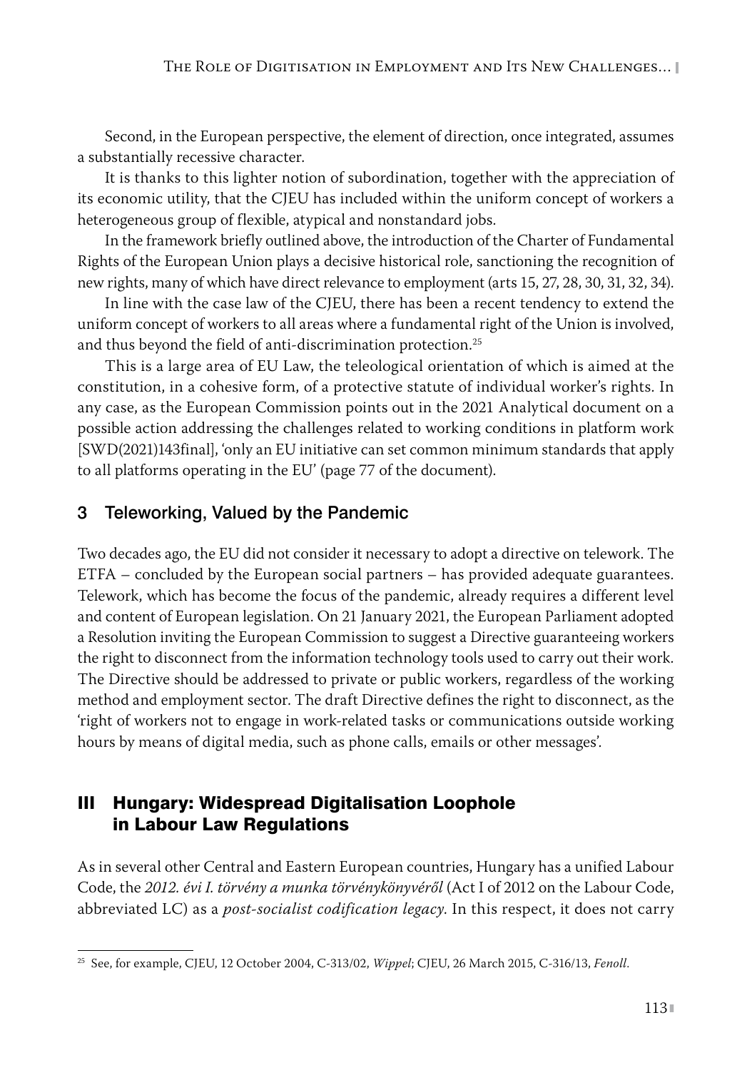Second, in the European perspective, the element of direction, once integrated, assumes a substantially recessive character.

It is thanks to this lighter notion of subordination, together with the appreciation of its economic utility, that the CJEU has included within the uniform concept of workers a heterogeneous group of flexible, atypical and nonstandard jobs.

In the framework briefly outlined above, the introduction of the Charter of Fundamental Rights of the European Union plays a decisive historical role, sanctioning the recognition of new rights, many of which have direct relevance to employment (arts 15, 27, 28, 30, 31, 32, 34).

In line with the case law of the CJEU, there has been a recent tendency to extend the uniform concept of workers to all areas where a fundamental right of the Union is involved, and thus beyond the field of anti-discrimination protection.[25]

This is a large area of EU Law, the teleological orientation of which is aimed at the constitution, in a cohesive form, of a protective statute of individual worker's rights. In any case, as the European Commission points out in the 2021 Analytical document on a possible action addressing the challenges related to working conditions in platform work [SWD(2021)143final], 'only an EU initiative can set common minimum standards that apply to all platforms operating in the EU' (page 77 of the document).

### 3 Teleworking, Valued by the Pandemic

Two decades ago, the EU did not consider it necessary to adopt a directive on telework. The ETFA – concluded by the European social partners – has provided adequate guarantees. Telework, which has become the focus of the pandemic, already requires a different level and content of European legislation. On 21 January 2021, the European Parliament adopted a Resolution inviting the European Commission to suggest a Directive guaranteeing workers the right to disconnect from the information technology tools used to carry out their work. The Directive should be addressed to private or public workers, regardless of the working method and employment sector. The draft Directive defines the right to disconnect, as the 'right of workers not to engage in work-related tasks or communications outside working hours by means of digital media, such as phone calls, emails or other messages'.

## III Hungary: Widespread Digitalisation Loophole in Labour Law Regulations

As in several other Central and Eastern European countries, Hungary has a unified Labour Code, the *2012. évi I. törvény a munka törvénykönyvéről* (Act I of 2012 on the Labour Code, abbreviated LC) as a *post-socialist codification legacy*. In this respect, it does not carry

[25] See, for example, CJEU, 12 October 2004, C-313/02, *Wippel*; CJEU, 26 March 2015, C-316/13, *Fenoll*.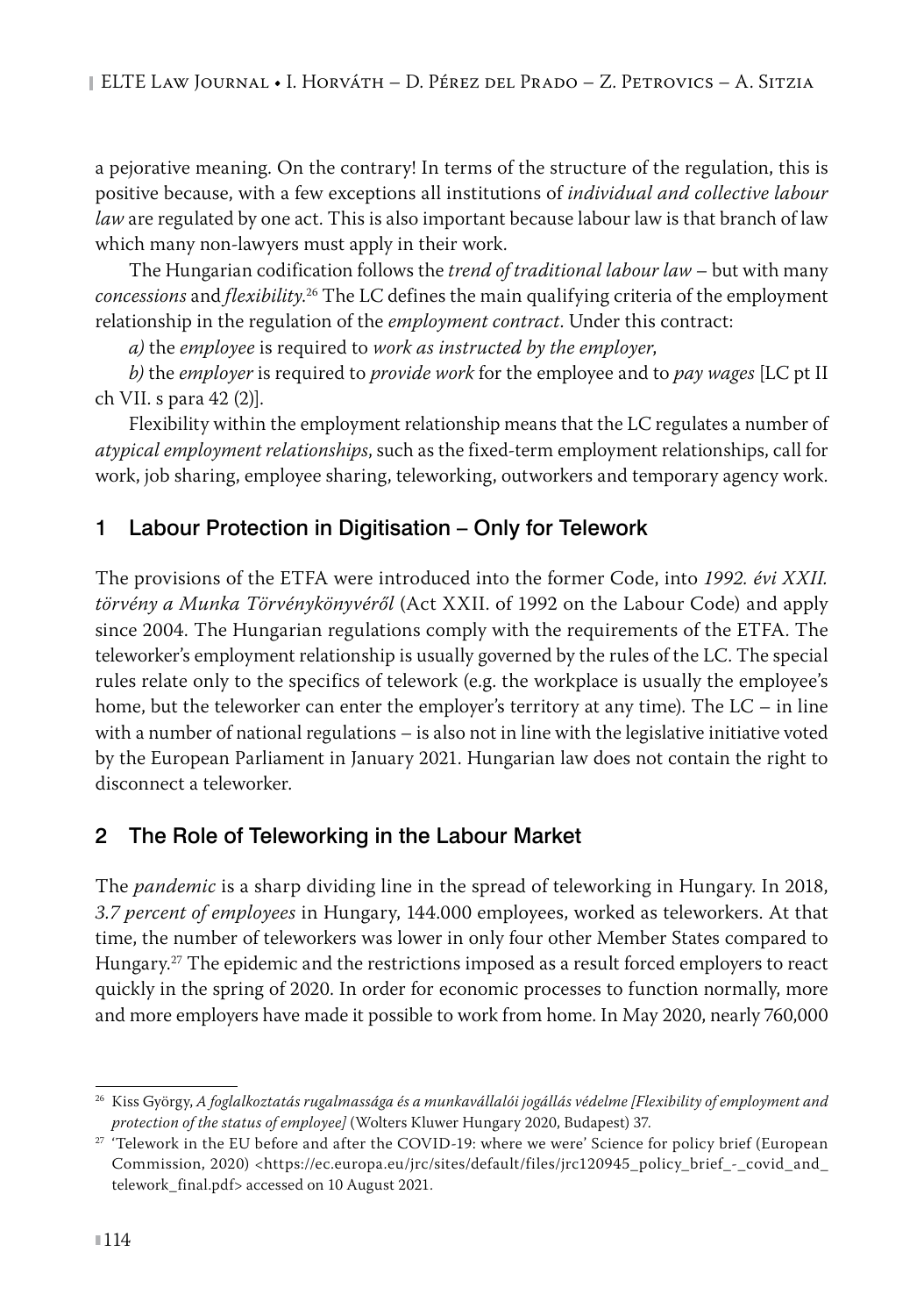a pejorative meaning. On the contrary! In terms of the structure of the regulation, this is positive because, with a few exceptions all institutions of *individual and collective labour law* are regulated by one act. This is also important because labour law is that branch of law which many non-lawyers must apply in their work.

The Hungarian codification follows the *trend of traditional labour law* – but with many *concessions* and *flexibility*.[26] The LC defines the main qualifying criteria of the employment relationship in the regulation of the *employment contract*. Under this contract:

*a)* the *employee* is required to *work as instructed by the employer*,

*b)* the *employer* is required to *provide work* for the employee and to *pay wages* [LC pt II ch VII. s para 42 (2)].

Flexibility within the employment relationship means that the LC regulates a number of *atypical employment relationships*, such as the fixed-term employment relationships, call for work, job sharing, employee sharing, teleworking, outworkers and temporary agency work.

## 1 Labour Protection in Digitisation – Only for Telework

The provisions of the ETFA were introduced into the former Code, into *1992. évi XXII. törvény a Munka Törvénykönyvéről* (Act XXII. of 1992 on the Labour Code) and apply since 2004. The Hungarian regulations comply with the requirements of the ETFA. The teleworker's employment relationship is usually governed by the rules of the LC. The special rules relate only to the specifics of telework (e.g. the workplace is usually the employee's home, but the teleworker can enter the employer's territory at any time). The LC – in line with a number of national regulations – is also not in line with the legislative initiative voted by the European Parliament in January 2021. Hungarian law does not contain the right to disconnect a teleworker.

## 2 The Role of Teleworking in the Labour Market

The *pandemic* is a sharp dividing line in the spread of teleworking in Hungary. In 2018, *3.7 percent of employees* in Hungary, 144.000 employees, worked as teleworkers. At that time, the number of teleworkers was lower in only four other Member States compared to Hungary.[27] The epidemic and the restrictions imposed as a result forced employers to react quickly in the spring of 2020. In order for economic processes to function normally, more and more employers have made it possible to work from home. In May 2020, nearly 760,000

---

[26] Kiss György, *A foglalkoztatás rugalmassága és a munkavállalói jogállás védelme [Flexibility of employment and protection of the status of employee]* (Wolters Kluwer Hungary 2020, Budapest) 37.

[27] 'Telework in the EU before and after the COVID-19: where we were' Science for policy brief (European Commission, 2020) <https://ec.europa.eu/jrc/sites/default/files/jrc120945_policy_brief_-_covid_and_telework_final.pdf> accessed on 10 August 2021.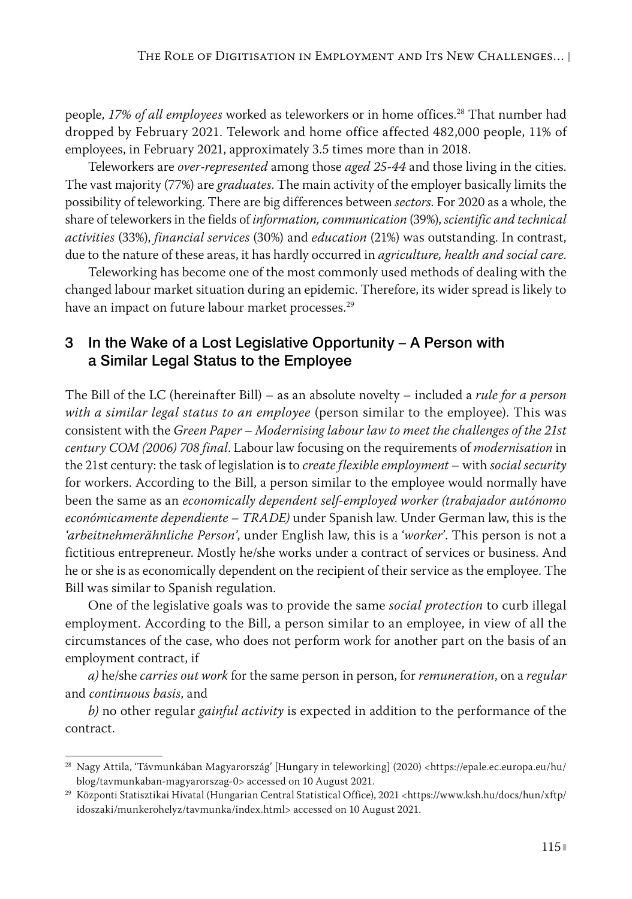people, *17% of all employees* worked as teleworkers or in home offices.[28] That number had dropped by February 2021. Telework and home office affected 482,000 people, 11% of employees, in February 2021, approximately 3.5 times more than in 2018.

Teleworkers are *over-represented* among those *aged 25-44* and those living in the cities. The vast majority (77%) are *graduates.* The main activity of the employer basically limits the possibility of teleworking. There are big differences between *sectors.* For 2020 as a whole, the share of teleworkers in the fields of *information, communication* (39%), *scientific and technical activities* (33%), *financial services* (30%) and *education* (21%) was outstanding. In contrast, due to the nature of these areas, it has hardly occurred in *agriculture, health and social care.*

Teleworking has become one of the most commonly used methods of dealing with the changed labour market situation during an epidemic. Therefore, its wider spread is likely to have an impact on future labour market processes.[29]

## 3 In the Wake of a Lost Legislative Opportunity – A Person with a Similar Legal Status to the Employee

The Bill of the LC (hereinafter Bill) – as an absolute novelty – included a *rule for a person with a similar legal status to an employee* (person similar to the employee). This was consistent with the *Green Paper – Modernising labour law to meet the challenges of the 21st century COM (2006) 708 final.* Labour law focusing on the requirements of *modernisation* in the 21st century: the task of legislation is to *create flexible employment* – with *social security* for workers. According to the Bill, a person similar to the employee would normally have been the same as an *economically dependent self-employed worker (trabajador autónomo económicamente dependiente – TRADE)* under Spanish law. Under German law, this is the *'arbeitnehmerähnliche Person'*, under English law, this is a *'worker'*. This person is not a fictitious entrepreneur. Mostly he/she works under a contract of services or business. And he or she is as economically dependent on the recipient of their service as the employee. The Bill was similar to Spanish regulation.

One of the legislative goals was to provide the same *social protection* to curb illegal employment. According to the Bill, a person similar to an employee, in view of all the circumstances of the case, who does not perform work for another part on the basis of an employment contract, if

*a)* he/she *carries out work* for the same person in person, for *remuneration*, on a *regular* and *continuous basis*, and

*b)* no other regular *gainful activity* is expected in addition to the performance of the contract.

---

[28] Nagy Attila, 'Távmunkában Magyarország' [Hungary in teleworking] (2020) <https://epale.ec.europa.eu/hu/blog/tavmunkaban-magyarorszag-0> accessed on 10 August 2021.

[29] Központi Statisztikai Hivatal (Hungarian Central Statistical Office), 2021 <https://www.ksh.hu/docs/hun/xftp/idoszaki/munkerohelyz/tavmunka/index.html> accessed on 10 August 2021.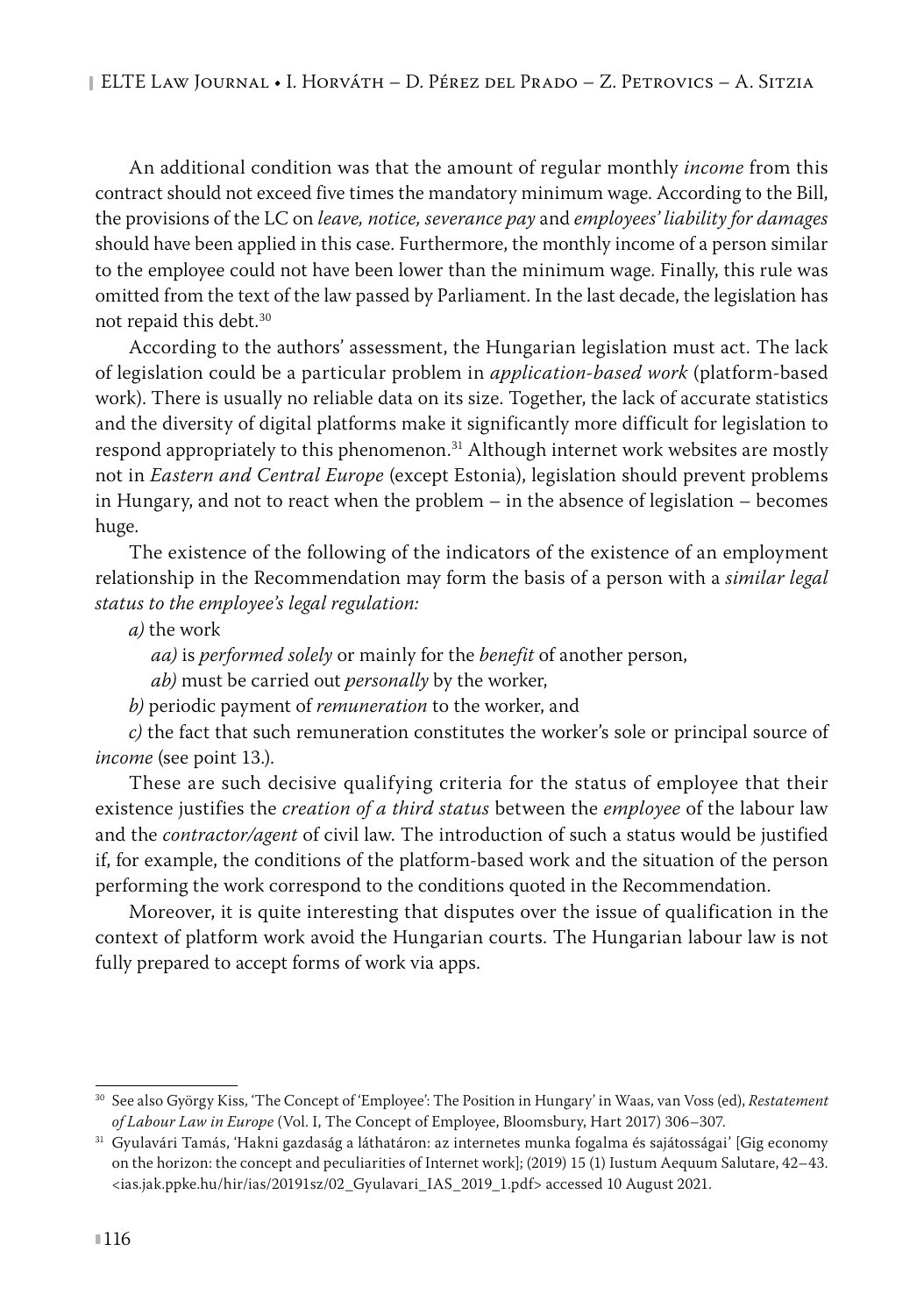An additional condition was that the amount of regular monthly *income* from this contract should not exceed five times the mandatory minimum wage. According to the Bill, the provisions of the LC on *leave, notice, severance pay* and *employees' liability for damages* should have been applied in this case. Furthermore, the monthly income of a person similar to the employee could not have been lower than the minimum wage. Finally, this rule was omitted from the text of the law passed by Parliament. In the last decade, the legislation has not repaid this debt.[30]

According to the authors' assessment, the Hungarian legislation must act. The lack of legislation could be a particular problem in *application-based work* (platform-based work). There is usually no reliable data on its size. Together, the lack of accurate statistics and the diversity of digital platforms make it significantly more difficult for legislation to respond appropriately to this phenomenon.[31] Although internet work websites are mostly not in *Eastern and Central Europe* (except Estonia), legislation should prevent problems in Hungary, and not to react when the problem – in the absence of legislation – becomes huge.

The existence of the following of the indicators of the existence of an employment relationship in the Recommendation may form the basis of a person with a *similar legal status to the employee's legal regulation:*

*a)* the work

*aa)* is *performed solely* or mainly for the *benefit* of another person,

*ab)* must be carried out *personally* by the worker,

*b)* periodic payment of *remuneration* to the worker, and

*c)* the fact that such remuneration constitutes the worker's sole or principal source of *income* (see point 13.).

These are such decisive qualifying criteria for the status of employee that their existence justifies the *creation of a third status* between the *employee* of the labour law and the *contractor/agent* of civil law. The introduction of such a status would be justified if, for example, the conditions of the platform-based work and the situation of the person performing the work correspond to the conditions quoted in the Recommendation.

Moreover, it is quite interesting that disputes over the issue of qualification in the context of platform work avoid the Hungarian courts. The Hungarian labour law is not fully prepared to accept forms of work via apps.

---

[30] See also György Kiss, 'The Concept of 'Employee': The Position in Hungary' in Waas, van Voss (ed), *Restatement of Labour Law in Europe* (Vol. I, The Concept of Employee, Bloomsbury, Hart 2017) 306–307.

[31] Gyulavári Tamás, 'Hakni gazdaság a láthatáron: az internetes munka fogalma és sajátosságai' [Gig economy on the horizon: the concept and peculiarities of Internet work]; (2019) 15 (1) Iustum Aequum Salutare, 42–43. <ias.jak.ppke.hu/hir/ias/20191sz/02_Gyulavari_IAS_2019_1.pdf> accessed 10 August 2021.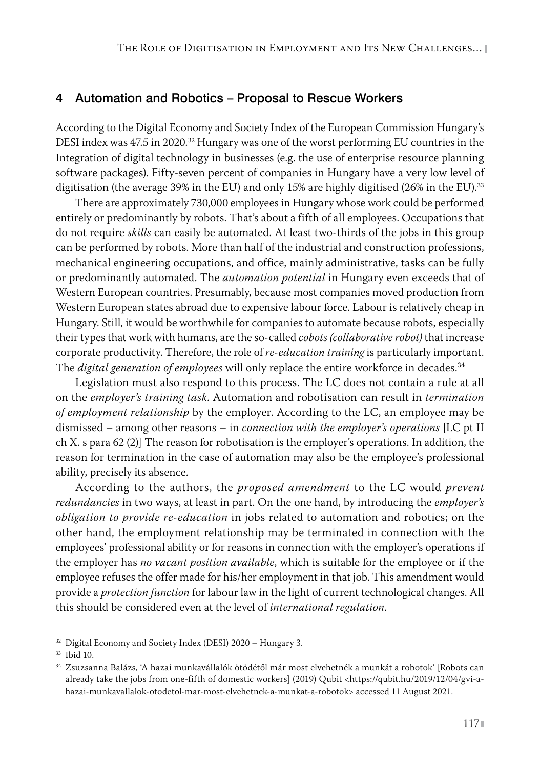## 4 Automation and Robotics – Proposal to Rescue Workers

According to the Digital Economy and Society Index of the European Commission Hungary's DESI index was 47.5 in 2020.[32] Hungary was one of the worst performing EU countries in the Integration of digital technology in businesses (e.g. the use of enterprise resource planning software packages). Fifty-seven percent of companies in Hungary have a very low level of digitisation (the average 39% in the EU) and only 15% are highly digitised (26% in the EU).[33]

There are approximately 730,000 employees in Hungary whose work could be performed entirely or predominantly by robots. That's about a fifth of all employees. Occupations that do not require *skills* can easily be automated. At least two-thirds of the jobs in this group can be performed by robots. More than half of the industrial and construction professions, mechanical engineering occupations, and office, mainly administrative, tasks can be fully or predominantly automated. The *automation potential* in Hungary even exceeds that of Western European countries. Presumably, because most companies moved production from Western European states abroad due to expensive labour force. Labour is relatively cheap in Hungary. Still, it would be worthwhile for companies to automate because robots, especially their types that work with humans, are the so-called *cobots (collaborative robot)* that increase corporate productivity. Therefore, the role of *re-education training* is particularly important. The *digital generation of employees* will only replace the entire workforce in decades.[34]

Legislation must also respond to this process. The LC does not contain a rule at all on the *employer's training task.* Automation and robotisation can result in *termination of employment relationship* by the employer. According to the LC, an employee may be dismissed – among other reasons – in *connection with the employer's operations* [LC pt II ch X. s para 62 (2)] The reason for robotisation is the employer's operations. In addition, the reason for termination in the case of automation may also be the employee's professional ability, precisely its absence.

According to the authors, the *proposed amendment* to the LC would *prevent redundancies* in two ways, at least in part. On the one hand, by introducing the *employer's obligation to provide re-education* in jobs related to automation and robotics; on the other hand, the employment relationship may be terminated in connection with the employees' professional ability or for reasons in connection with the employer's operations if the employer has *no vacant position available*, which is suitable for the employee or if the employee refuses the offer made for his/her employment in that job. This amendment would provide a *protection function* for labour law in the light of current technological changes. All this should be considered even at the level of *international regulation*.

---

[32] Digital Economy and Society Index (DESI) 2020 – Hungary 3.

[33] Ibid 10.

[34] Zsuzsanna Balázs, 'A hazai munkavállalók ötödétől már most elvehetnék a munkát a robotok' [Robots can already take the jobs from one-fifth of domestic workers] (2019) Qubit <https://qubit.hu/2019/12/04/gvi-a-hazai-munkavallalok-otodetol-mar-most-elvehetnek-a-munkat-a-robotok> accessed 11 August 2021.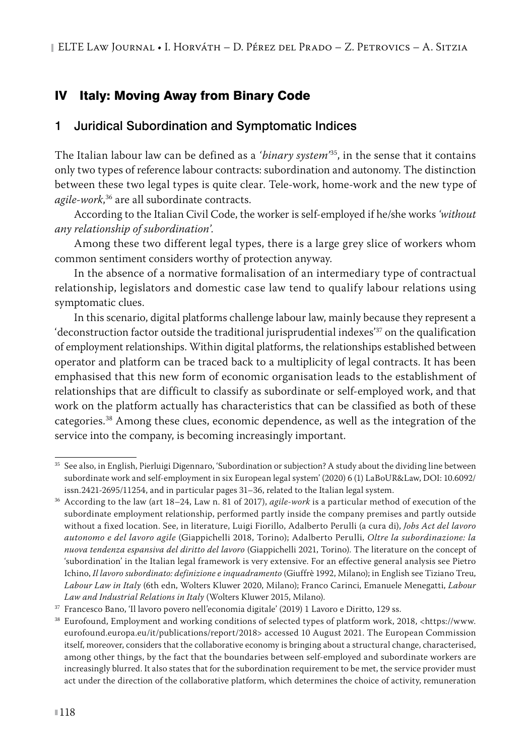## IV Italy: Moving Away from Binary Code

### 1 Juridical Subordination and Symptomatic Indices

The Italian labour law can be defined as a *'binary system'*[35], in the sense that it contains only two types of reference labour contracts: subordination and autonomy. The distinction between these two legal types is quite clear. Tele-work, home-work and the new type of *agile-work*,[36] are all subordinate contracts.

According to the Italian Civil Code, the worker is self-employed if he/she works *'without any relationship of subordination'*.

Among these two different legal types, there is a large grey slice of workers whom common sentiment considers worthy of protection anyway.

In the absence of a normative formalisation of an intermediary type of contractual relationship, legislators and domestic case law tend to qualify labour relations using symptomatic clues.

In this scenario, digital platforms challenge labour law, mainly because they represent a 'deconstruction factor outside the traditional jurisprudential indexes'[37] on the qualification of employment relationships. Within digital platforms, the relationships established between operator and platform can be traced back to a multiplicity of legal contracts. It has been emphasised that this new form of economic organisation leads to the establishment of relationships that are difficult to classify as subordinate or self-employed work, and that work on the platform actually has characteristics that can be classified as both of these categories.[38] Among these clues, economic dependence, as well as the integration of the service into the company, is becoming increasingly important.

---

[35] See also, in English, Pierluigi Digennaro, 'Subordination or subjection? A study about the dividing line between subordinate work and self-employment in six European legal system' (2020) 6 (1) LaBoUR&Law, DOI: 10.6092/issn.2421-2695/11254, and in particular pages 31–36, related to the Italian legal system.

[36] According to the law (art 18–24, Law n. 81 of 2017), *agile-work* is a particular method of execution of the subordinate employment relationship, performed partly inside the company premises and partly outside without a fixed location. See, in literature, Luigi Fiorillo, Adalberto Perulli (a cura di), *Jobs Act del lavoro autonomo e del lavoro agile* (Giappichelli 2018, Torino); Adalberto Perulli, *Oltre la subordinazione: la nuova tendenza espansiva del diritto del lavoro* (Giappichelli 2021, Torino). The literature on the concept of 'subordination' in the Italian legal framework is very extensive. For an effective general analysis see Pietro Ichino, *Il lavoro subordinato: definizione e inquadramento* (Giuffrè 1992, Milano); in English see Tiziano Treu, *Labour Law in Italy* (6th edn, Wolters Kluwer 2020, Milano); Franco Carinci, Emanuele Menegatti, *Labour Law and Industrial Relations in Italy* (Wolters Kluwer 2015, Milano).

[37] Francesco Bano, 'Il lavoro povero nell'economia digitale' (2019) 1 Lavoro e Diritto, 129 ss.

[38] Eurofound, Employment and working conditions of selected types of platform work, 2018, <https://www.eurofound.europa.eu/it/publications/report/2018> accessed 10 August 2021. The European Commission itself, moreover, considers that the collaborative economy is bringing about a structural change, characterised, among other things, by the fact that the boundaries between self-employed and subordinate workers are increasingly blurred. It also states that for the subordination requirement to be met, the service provider must act under the direction of the collaborative platform, which determines the choice of activity, remuneration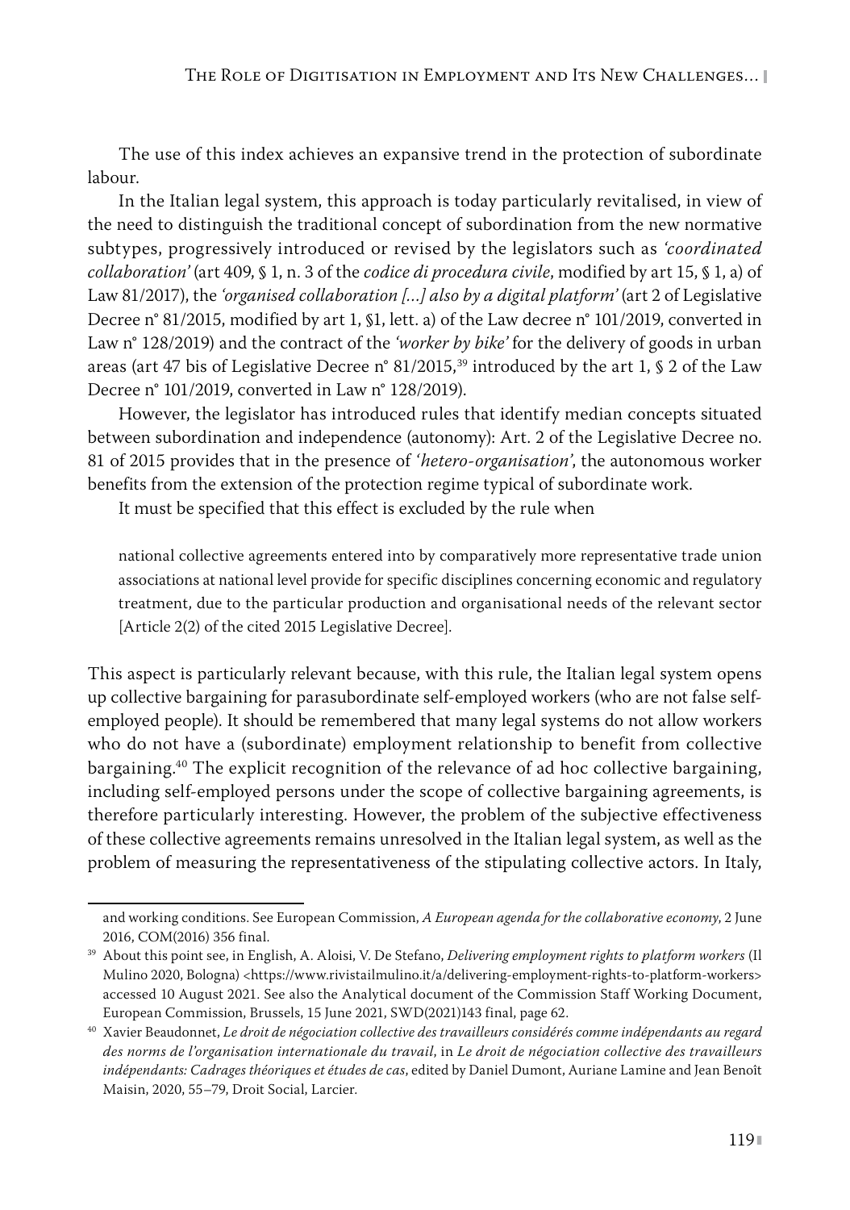The use of this index achieves an expansive trend in the protection of subordinate labour.

In the Italian legal system, this approach is today particularly revitalised, in view of the need to distinguish the traditional concept of subordination from the new normative subtypes, progressively introduced or revised by the legislators such as *'coordinated collaboration'* (art 409, § 1, n. 3 of the *codice di procedura civile*, modified by art 15, § 1, a) of Law 81/2017), the *'organised collaboration [...] also by a digital platform'* (art 2 of Legislative Decree n° 81/2015, modified by art 1, §1, lett. a) of the Law decree n° 101/2019, converted in Law n° 128/2019) and the contract of the *'worker by bike'* for the delivery of goods in urban areas (art 47 bis of Legislative Decree n° 81/2015,[39] introduced by the art 1, § 2 of the Law Decree n° 101/2019, converted in Law n° 128/2019).

However, the legislator has introduced rules that identify median concepts situated between subordination and independence (autonomy): Art. 2 of the Legislative Decree no. 81 of 2015 provides that in the presence of '*hetero-organisation*', the autonomous worker benefits from the extension of the protection regime typical of subordinate work.

It must be specified that this effect is excluded by the rule when

> national collective agreements entered into by comparatively more representative trade union associations at national level provide for specific disciplines concerning economic and regulatory treatment, due to the particular production and organisational needs of the relevant sector [Article 2(2) of the cited 2015 Legislative Decree].

This aspect is particularly relevant because, with this rule, the Italian legal system opens up collective bargaining for parasubordinate self-employed workers (who are not false self-employed people). It should be remembered that many legal systems do not allow workers who do not have a (subordinate) employment relationship to benefit from collective bargaining.[40] The explicit recognition of the relevance of ad hoc collective bargaining, including self-employed persons under the scope of collective bargaining agreements, is therefore particularly interesting. However, the problem of the subjective effectiveness of these collective agreements remains unresolved in the Italian legal system, as well as the problem of measuring the representativeness of the stipulating collective actors. In Italy,

---

and working conditions. See European Commission, *A European agenda for the collaborative economy*, 2 June 2016, COM(2016) 356 final.

[39] About this point see, in English, A. Aloisi, V. De Stefano, *Delivering employment rights to platform workers* (Il Mulino 2020, Bologna) <https://www.rivistailmulino.it/a/delivering-employment-rights-to-platform-workers> accessed 10 August 2021. See also the Analytical document of the Commission Staff Working Document, European Commission, Brussels, 15 June 2021, SWD(2021)143 final, page 62.

[40] Xavier Beaudonnet, *Le droit de négociation collective des travailleurs considérés comme indépendants au regard des norms de l'organisation internationale du travail*, in *Le droit de négociation collective des travailleurs indépendants: Cadrages théoriques et études de cas*, edited by Daniel Dumont, Auriane Lamine and Jean Benoît Maisin, 2020, 55–79, Droit Social, Larcier.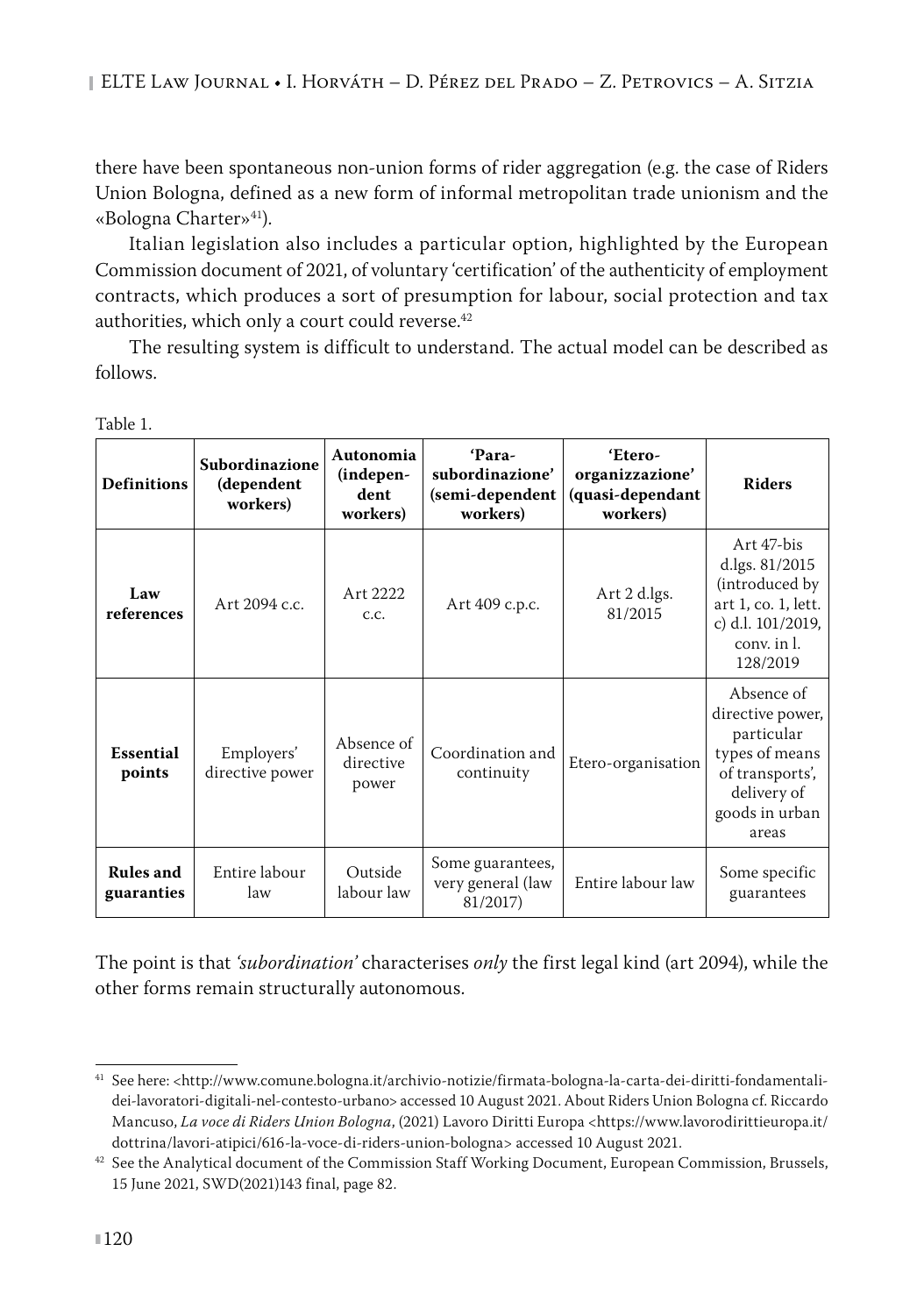there have been spontaneous non-union forms of rider aggregation (e.g. the case of Riders Union Bologna, defined as a new form of informal metropolitan trade unionism and the «Bologna Charter»[41]).

Italian legislation also includes a particular option, highlighted by the European Commission document of 2021, of voluntary 'certification' of the authenticity of employment contracts, which produces a sort of presumption for labour, social protection and tax authorities, which only a court could reverse.[42]

The resulting system is difficult to understand. The actual model can be described as follows.

Table 1.

| **Definitions** | **Subordinazione (dependent workers)** | **Autonomia (independent workers)** | **'Para-subordinazione' (semi-dependent workers)** | **'Etero-organizzazione' (quasi-dependant workers)** | **Riders** |
|---|---|---|---|---|---|
| **Law references** | Art 2094 c.c. | Art 2222 c.c. | Art 409 c.p.c. | Art 2 d.lgs. 81/2015 | Art 47-bis d.lgs. 81/2015 (introduced by art 1, co. 1, lett. c) d.l. 101/2019, conv. in l. 128/2019 |
| **Essential points** | Employers' directive power | Absence of directive power | Coordination and continuity | Etero-organisation | Absence of directive power, particular types of means of transports', delivery of goods in urban areas |
| **Rules and guaranties** | Entire labour law | Outside labour law | Some guarantees, very general (law 81/2017) | Entire labour law | Some specific guarantees |

The point is that *'subordination'* characterises *only* the first legal kind (art 2094), while the other forms remain structurally autonomous.

---

[41] See here: <http://www.comune.bologna.it/archivio-notizie/firmata-bologna-la-carta-dei-diritti-fondamentali-dei-lavoratori-digitali-nel-contesto-urbano> accessed 10 August 2021. About Riders Union Bologna cf. Riccardo Mancuso, *La voce di Riders Union Bologna*, (2021) Lavoro Diritti Europa <https://www.lavorodirittieuropa.it/dottrina/lavori-atipici/616-la-voce-di-riders-union-bologna> accessed 10 August 2021.

[42] See the Analytical document of the Commission Staff Working Document, European Commission, Brussels, 15 June 2021, SWD(2021)143 final, page 82.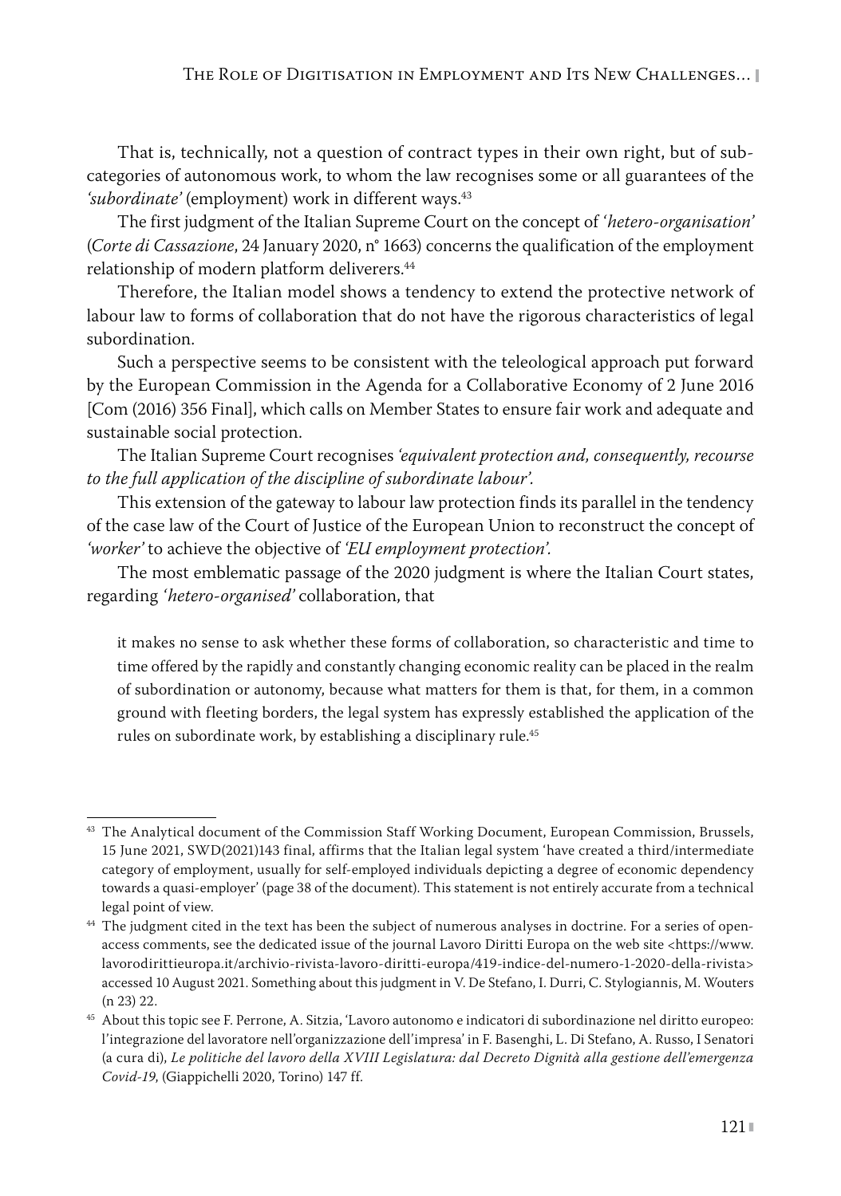That is, technically, not a question of contract types in their own right, but of sub-categories of autonomous work, to whom the law recognises some or all guarantees of the *'subordinate'* (employment) work in different ways.[43]

The first judgment of the Italian Supreme Court on the concept of *'hetero-organisation'* (*Corte di Cassazione*, 24 January 2020, n° 1663) concerns the qualification of the employment relationship of modern platform deliverers.[44]

Therefore, the Italian model shows a tendency to extend the protective network of labour law to forms of collaboration that do not have the rigorous characteristics of legal subordination.

Such a perspective seems to be consistent with the teleological approach put forward by the European Commission in the Agenda for a Collaborative Economy of 2 June 2016 [Com (2016) 356 Final], which calls on Member States to ensure fair work and adequate and sustainable social protection.

The Italian Supreme Court recognises *'equivalent protection and, consequently, recourse to the full application of the discipline of subordinate labour'.*

This extension of the gateway to labour law protection finds its parallel in the tendency of the case law of the Court of Justice of the European Union to reconstruct the concept of *'worker'* to achieve the objective of *'EU employment protection'.*

The most emblematic passage of the 2020 judgment is where the Italian Court states, regarding *'hetero-organised'* collaboration, that

> it makes no sense to ask whether these forms of collaboration, so characteristic and time to time offered by the rapidly and constantly changing economic reality can be placed in the realm of subordination or autonomy, because what matters for them is that, for them, in a common ground with fleeting borders, the legal system has expressly established the application of the rules on subordinate work, by establishing a disciplinary rule.[45]

---

[43] The Analytical document of the Commission Staff Working Document, European Commission, Brussels, 15 June 2021, SWD(2021)143 final, affirms that the Italian legal system 'have created a third/intermediate category of employment, usually for self-employed individuals depicting a degree of economic dependency towards a quasi-employer' (page 38 of the document). This statement is not entirely accurate from a technical legal point of view.

[44] The judgment cited in the text has been the subject of numerous analyses in doctrine. For a series of open-access comments, see the dedicated issue of the journal Lavoro Diritti Europa on the web site <https://www.lavorodirittieuropa.it/archivio-rivista-lavoro-diritti-europa/419-indice-del-numero-1-2020-della-rivista> accessed 10 August 2021. Something about this judgment in V. De Stefano, I. Durri, C. Stylogiannis, M. Wouters (n 23) 22.

[45] About this topic see F. Perrone, A. Sitzia, 'Lavoro autonomo e indicatori di subordinazione nel diritto europeo: l'integrazione del lavoratore nell'organizzazione dell'impresa' in F. Basenghi, L. Di Stefano, A. Russo, I Senatori (a cura di), *Le politiche del lavoro della XVIII Legislatura: dal Decreto Dignità alla gestione dell'emergenza Covid-19*, (Giappichelli 2020, Torino) 147 ff.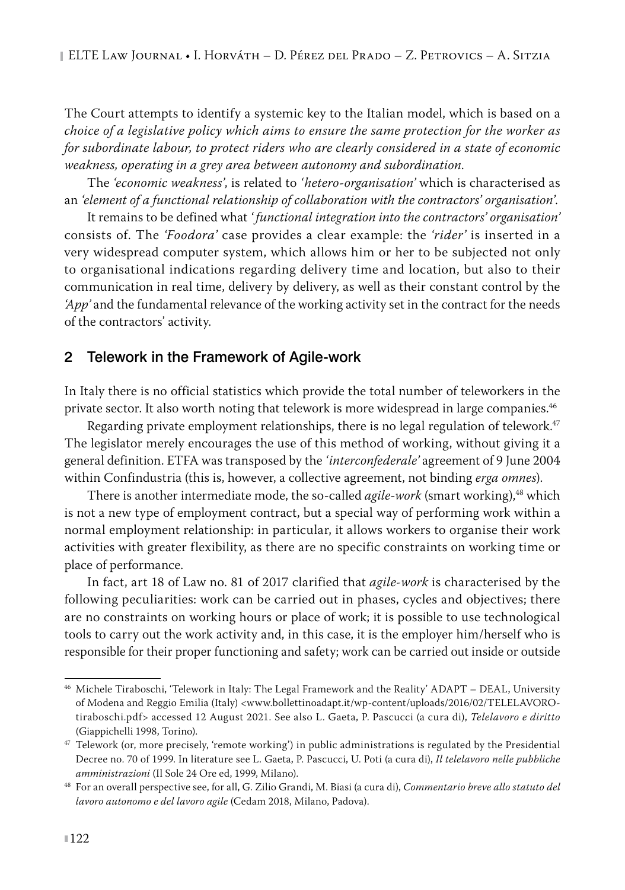The Court attempts to identify a systemic key to the Italian model, which is based on a *choice of a legislative policy which aims to ensure the same protection for the worker as for subordinate labour, to protect riders who are clearly considered in a state of economic weakness, operating in a grey area between autonomy and subordination*.

The *'economic weakness'*, is related to *'hetero-organisation'* which is characterised as an *'element of a functional relationship of collaboration with the contractors' organisation'*.

It remains to be defined what *'functional integration into the contractors' organisation'* consists of. The *'Foodora'* case provides a clear example: the *'rider'* is inserted in a very widespread computer system, which allows him or her to be subjected not only to organisational indications regarding delivery time and location, but also to their communication in real time, delivery by delivery, as well as their constant control by the *'App'* and the fundamental relevance of the working activity set in the contract for the needs of the contractors' activity.

## 2 Telework in the Framework of Agile-work

In Italy there is no official statistics which provide the total number of teleworkers in the private sector. It also worth noting that telework is more widespread in large companies.[46]

Regarding private employment relationships, there is no legal regulation of telework.[47] The legislator merely encourages the use of this method of working, without giving it a general definition. ETFA was transposed by the *'interconfederale'* agreement of 9 June 2004 within Confindustria (this is, however, a collective agreement, not binding *erga omnes*).

There is another intermediate mode, the so-called *agile-work* (smart working),[48] which is not a new type of employment contract, but a special way of performing work within a normal employment relationship: in particular, it allows workers to organise their work activities with greater flexibility, as there are no specific constraints on working time or place of performance.

In fact, art 18 of Law no. 81 of 2017 clarified that *agile-work* is characterised by the following peculiarities: work can be carried out in phases, cycles and objectives; there are no constraints on working hours or place of work; it is possible to use technological tools to carry out the work activity and, in this case, it is the employer him/herself who is responsible for their proper functioning and safety; work can be carried out inside or outside

---

[46] Michele Tiraboschi, 'Telework in Italy: The Legal Framework and the Reality' ADAPT – DEAL, University of Modena and Reggio Emilia (Italy) <www.bollettinoadapt.it/wp-content/uploads/2016/02/TELELAVORO-tiraboschi.pdf> accessed 12 August 2021. See also L. Gaeta, P. Pascucci (a cura di), *Telelavoro e diritto* (Giappichelli 1998, Torino).

[47] Telework (or, more precisely, 'remote working') in public administrations is regulated by the Presidential Decree no. 70 of 1999. In literature see L. Gaeta, P. Pascucci, U. Poti (a cura di), *Il telelavoro nelle pubbliche amministrazioni* (Il Sole 24 Ore ed, 1999, Milano).

[48] For an overall perspective see, for all, G. Zilio Grandi, M. Biasi (a cura di), *Commentario breve allo statuto del lavoro autonomo e del lavoro agile* (Cedam 2018, Milano, Padova).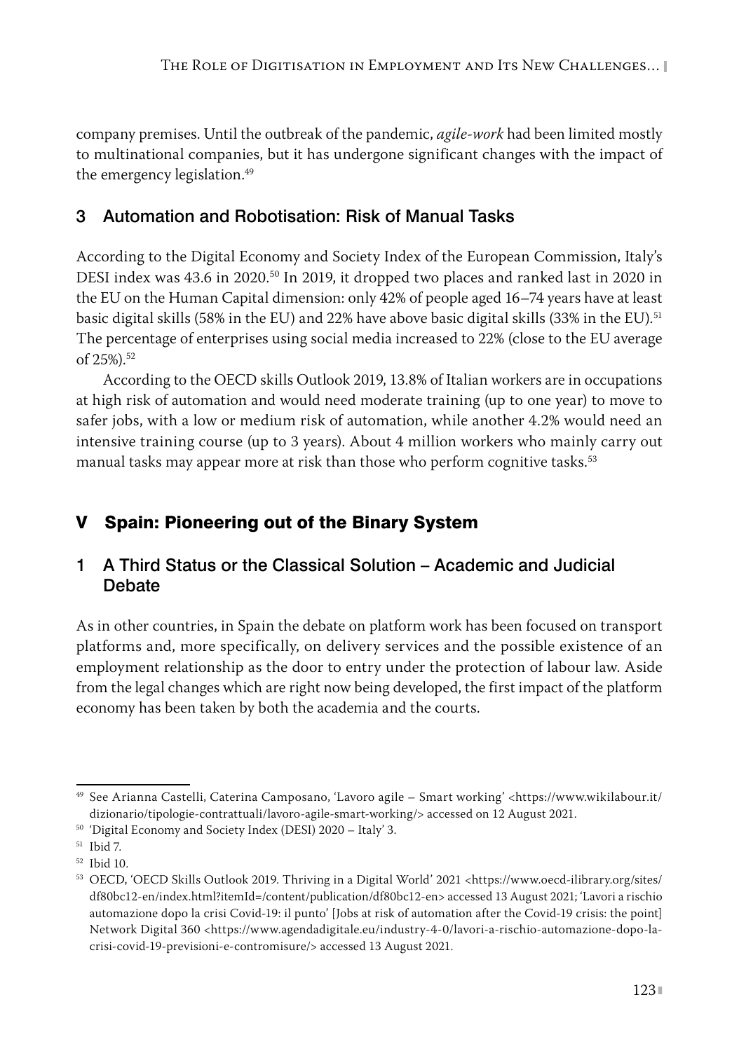company premises. Until the outbreak of the pandemic, *agile-work* had been limited mostly to multinational companies, but it has undergone significant changes with the impact of the emergency legislation.[49]

### 3 Automation and Robotisation: Risk of Manual Tasks

According to the Digital Economy and Society Index of the European Commission, Italy's DESI index was 43.6 in 2020.[50] In 2019, it dropped two places and ranked last in 2020 in the EU on the Human Capital dimension: only 42% of people aged 16–74 years have at least basic digital skills (58% in the EU) and 22% have above basic digital skills (33% in the EU).[51] The percentage of enterprises using social media increased to 22% (close to the EU average of 25%).[52]

According to the OECD skills Outlook 2019, 13.8% of Italian workers are in occupations at high risk of automation and would need moderate training (up to one year) to move to safer jobs, with a low or medium risk of automation, while another 4.2% would need an intensive training course (up to 3 years). About 4 million workers who mainly carry out manual tasks may appear more at risk than those who perform cognitive tasks.[53]

## V Spain: Pioneering out of the Binary System

### 1 A Third Status or the Classical Solution – Academic and Judicial Debate

As in other countries, in Spain the debate on platform work has been focused on transport platforms and, more specifically, on delivery services and the possible existence of an employment relationship as the door to entry under the protection of labour law. Aside from the legal changes which are right now being developed, the first impact of the platform economy has been taken by both the academia and the courts.

---

[49] See Arianna Castelli, Caterina Camposano, 'Lavoro agile – Smart working' <https://www.wikilabour.it/dizionario/tipologie-contrattuali/lavoro-agile-smart-working/> accessed on 12 August 2021.

[50] 'Digital Economy and Society Index (DESI) 2020 – Italy' 3.

[51] Ibid 7.

[52] Ibid 10.

[53] OECD, 'OECD Skills Outlook 2019. Thriving in a Digital World' 2021 <https://www.oecd-ilibrary.org/sites/df80bc12-en/index.html?itemId=/content/publication/df80bc12-en> accessed 13 August 2021; 'Lavori a rischio automazione dopo la crisi Covid-19: il punto' [Jobs at risk of automation after the Covid-19 crisis: the point] Network Digital 360 <https://www.agendadigitale.eu/industry-4-0/lavori-a-rischio-automazione-dopo-la-crisi-covid-19-previsioni-e-contromisure/> accessed 13 August 2021.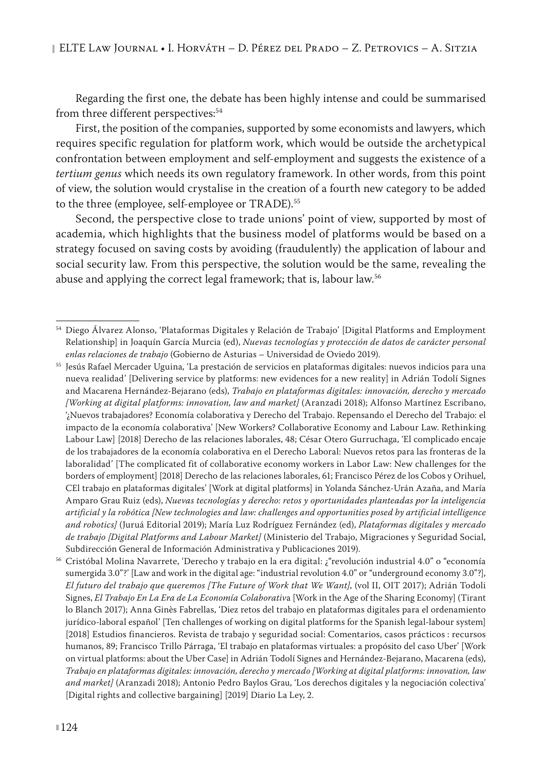Regarding the first one, the debate has been highly intense and could be summarised from three different perspectives:[54]

First, the position of the companies, supported by some economists and lawyers, which requires specific regulation for platform work, which would be outside the archetypical confrontation between employment and self-employment and suggests the existence of a *tertium genus* which needs its own regulatory framework. In other words, from this point of view, the solution would crystalise in the creation of a fourth new category to be added to the three (employee, self-employee or TRADE).[55]

Second, the perspective close to trade unions' point of view, supported by most of academia, which highlights that the business model of platforms would be based on a strategy focused on saving costs by avoiding (fraudulently) the application of labour and social security law. From this perspective, the solution would be the same, revealing the abuse and applying the correct legal framework; that is, labour law.[56]

---

[54] Diego Álvarez Alonso, 'Plataformas Digitales y Relación de Trabajo' [Digital Platforms and Employment Relationship] in Joaquín García Murcia (ed), *Nuevas tecnologías y protección de datos de carácter personal enlas relaciones de trabajo* (Gobierno de Asturias – Universidad de Oviedo 2019).

[55] Jesús Rafael Mercader Uguina, 'La prestación de servicios en plataformas digitales: nuevos indicios para una nueva realidad' [Delivering service by platforms: new evidences for a new reality] in Adrián Todolí Signes and Macarena Hernández-Bejarano (eds), *Trabajo en plataformas digitales: innovación, derecho y mercado [Working at digital platforms: innovation, law and market]* (Aranzadi 2018); Alfonso Martínez Escribano, '¿Nuevos trabajadores? Economía colaborativa y Derecho del Trabajo. Repensando el Derecho del Trabajo: el impacto de la economía colaborativa' [New Workers? Collaborative Economy and Labour Law. Rethinking Labour Law] [2018] Derecho de las relaciones laborales, 48; César Otero Gurruchaga, 'El complicado encaje de los trabajadores de la economía colaborativa en el Derecho Laboral: Nuevos retos para las fronteras de la laboralidad' [The complicated fit of collaborative economy workers in Labor Law: New challenges for the borders of employment] [2018] Derecho de las relaciones laborales, 61; Francisco Pérez de los Cobos y Orihuel, CEl trabajo en plataformas digitales' [Work at digital platforms] in Yolanda Sánchez-Urán Azaña, and María Amparo Grau Ruiz (eds), *Nuevas tecnologías y derecho: retos y oportunidades planteadas por la inteligencia artificial y la robótica [New technologies and law: challenges and opportunities posed by artificial intelligence and robotics]* (Juruá Editorial 2019); María Luz Rodríguez Fernández (ed), *Plataformas digitales y mercado de trabajo [Digital Platforms and Labour Market]* (Ministerio del Trabajo, Migraciones y Seguridad Social, Subdirección General de Información Administrativa y Publicaciones 2019).

[56] Cristóbal Molina Navarrete, 'Derecho y trabajo en la era digital: ¿"revolución industrial 4.0" o "economía sumergida 3.0"?' [Law and work in the digital age: "industrial revolution 4.0" or "underground economy 3.0"?], *El futuro del trabajo que queremos [The Future of Work that We Want]*, (vol II, OIT 2017); Adrián Todoli Signes, *El Trabajo En La Era de La Economía Colaborativa* [Work in the Age of the Sharing Economy] (Tirant lo Blanch 2017); Anna Ginès Fabrellas, 'Diez retos del trabajo en plataformas digitales para el ordenamiento jurídico-laboral español' [Ten challenges of working on digital platforms for the Spanish legal-labour system] [2018] Estudios financieros. Revista de trabajo y seguridad social: Comentarios, casos prácticos : recursos humanos, 89; Francisco Trillo Párraga, 'El trabajo en plataformas virtuales: a propósito del caso Uber' [Work on virtual platforms: about the Uber Case] in Adrián Todolí Signes and Hernández-Bejarano, Macarena (eds), *Trabajo en plataformas digitales: innovación, derecho y mercado [Working at digital platforms: innovation, law and market]* (Aranzadi 2018); Antonio Pedro Baylos Grau, 'Los derechos digitales y la negociación colectiva' [Digital rights and collective bargaining] [2019] Diario La Ley, 2.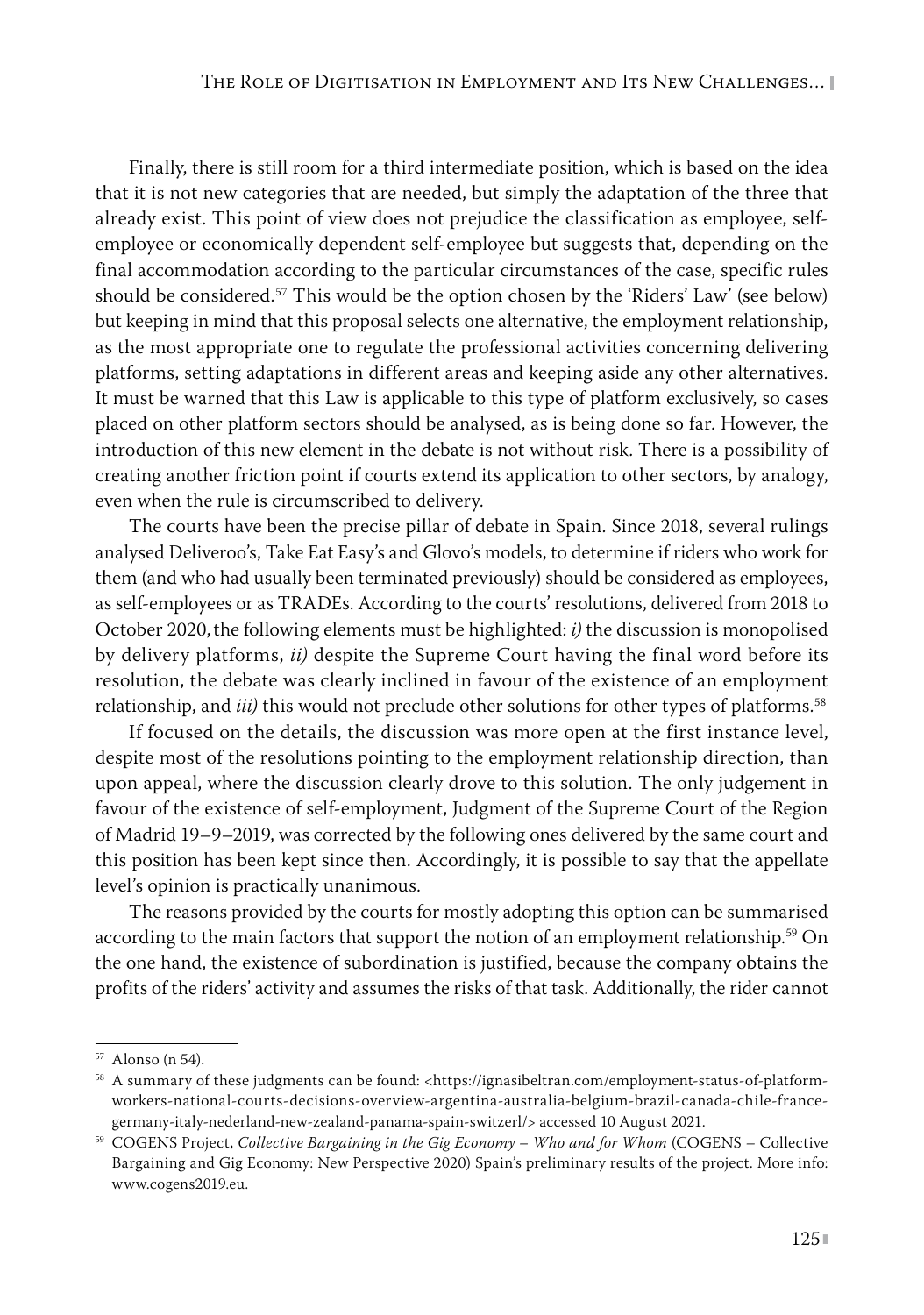Finally, there is still room for a third intermediate position, which is based on the idea that it is not new categories that are needed, but simply the adaptation of the three that already exist. This point of view does not prejudice the classification as employee, self-employee or economically dependent self-employee but suggests that, depending on the final accommodation according to the particular circumstances of the case, specific rules should be considered.[57] This would be the option chosen by the 'Riders' Law' (see below) but keeping in mind that this proposal selects one alternative, the employment relationship, as the most appropriate one to regulate the professional activities concerning delivering platforms, setting adaptations in different areas and keeping aside any other alternatives. It must be warned that this Law is applicable to this type of platform exclusively, so cases placed on other platform sectors should be analysed, as is being done so far. However, the introduction of this new element in the debate is not without risk. There is a possibility of creating another friction point if courts extend its application to other sectors, by analogy, even when the rule is circumscribed to delivery.

The courts have been the precise pillar of debate in Spain. Since 2018, several rulings analysed Deliveroo's, Take Eat Easy's and Glovo's models, to determine if riders who work for them (and who had usually been terminated previously) should be considered as employees, as self-employees or as TRADEs. According to the courts' resolutions, delivered from 2018 to October 2020, the following elements must be highlighted: *i)* the discussion is monopolised by delivery platforms, *ii)* despite the Supreme Court having the final word before its resolution, the debate was clearly inclined in favour of the existence of an employment relationship, and *iii)* this would not preclude other solutions for other types of platforms.[58]

If focused on the details, the discussion was more open at the first instance level, despite most of the resolutions pointing to the employment relationship direction, than upon appeal, where the discussion clearly drove to this solution. The only judgement in favour of the existence of self-employment, Judgment of the Supreme Court of the Region of Madrid 19–9–2019, was corrected by the following ones delivered by the same court and this position has been kept since then. Accordingly, it is possible to say that the appellate level's opinion is practically unanimous.

The reasons provided by the courts for mostly adopting this option can be summarised according to the main factors that support the notion of an employment relationship.[59] On the one hand, the existence of subordination is justified, because the company obtains the profits of the riders' activity and assumes the risks of that task. Additionally, the rider cannot

---

[57] Alonso (n 54).

[58] A summary of these judgments can be found: <https://ignasibeltran.com/employment-status-of-platform-workers-national-courts-decisions-overview-argentina-australia-belgium-brazil-canada-chile-france-germany-italy-nederland-new-zealand-panama-spain-switzerl/> accessed 10 August 2021.

[59] COGENS Project, *Collective Bargaining in the Gig Economy – Who and for Whom* (COGENS – Collective Bargaining and Gig Economy: New Perspective 2020) Spain's preliminary results of the project. More info: www.cogens2019.eu.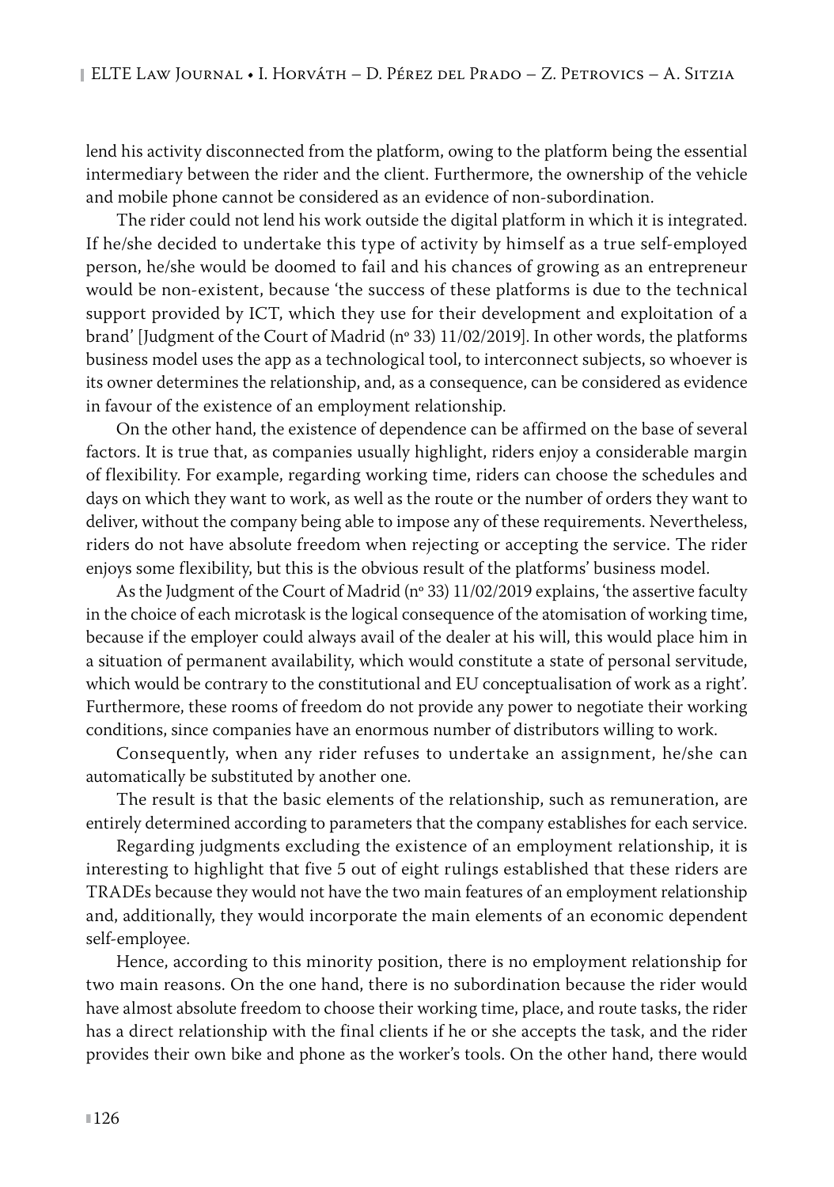lend his activity disconnected from the platform, owing to the platform being the essential intermediary between the rider and the client. Furthermore, the ownership of the vehicle and mobile phone cannot be considered as an evidence of non-subordination.

The rider could not lend his work outside the digital platform in which it is integrated. If he/she decided to undertake this type of activity by himself as a true self-employed person, he/she would be doomed to fail and his chances of growing as an entrepreneur would be non-existent, because 'the success of these platforms is due to the technical support provided by ICT, which they use for their development and exploitation of a brand' [Judgment of the Court of Madrid (nº 33) 11/02/2019]. In other words, the platforms business model uses the app as a technological tool, to interconnect subjects, so whoever is its owner determines the relationship, and, as a consequence, can be considered as evidence in favour of the existence of an employment relationship.

On the other hand, the existence of dependence can be affirmed on the base of several factors. It is true that, as companies usually highlight, riders enjoy a considerable margin of flexibility. For example, regarding working time, riders can choose the schedules and days on which they want to work, as well as the route or the number of orders they want to deliver, without the company being able to impose any of these requirements. Nevertheless, riders do not have absolute freedom when rejecting or accepting the service. The rider enjoys some flexibility, but this is the obvious result of the platforms' business model.

As the Judgment of the Court of Madrid (nº 33) 11/02/2019 explains, 'the assertive faculty in the choice of each microtask is the logical consequence of the atomisation of working time, because if the employer could always avail of the dealer at his will, this would place him in a situation of permanent availability, which would constitute a state of personal servitude, which would be contrary to the constitutional and EU conceptualisation of work as a right'. Furthermore, these rooms of freedom do not provide any power to negotiate their working conditions, since companies have an enormous number of distributors willing to work.

Consequently, when any rider refuses to undertake an assignment, he/she can automatically be substituted by another one.

The result is that the basic elements of the relationship, such as remuneration, are entirely determined according to parameters that the company establishes for each service.

Regarding judgments excluding the existence of an employment relationship, it is interesting to highlight that five 5 out of eight rulings established that these riders are TRADEs because they would not have the two main features of an employment relationship and, additionally, they would incorporate the main elements of an economic dependent self-employee.

Hence, according to this minority position, there is no employment relationship for two main reasons. On the one hand, there is no subordination because the rider would have almost absolute freedom to choose their working time, place, and route tasks, the rider has a direct relationship with the final clients if he or she accepts the task, and the rider provides their own bike and phone as the worker's tools. On the other hand, there would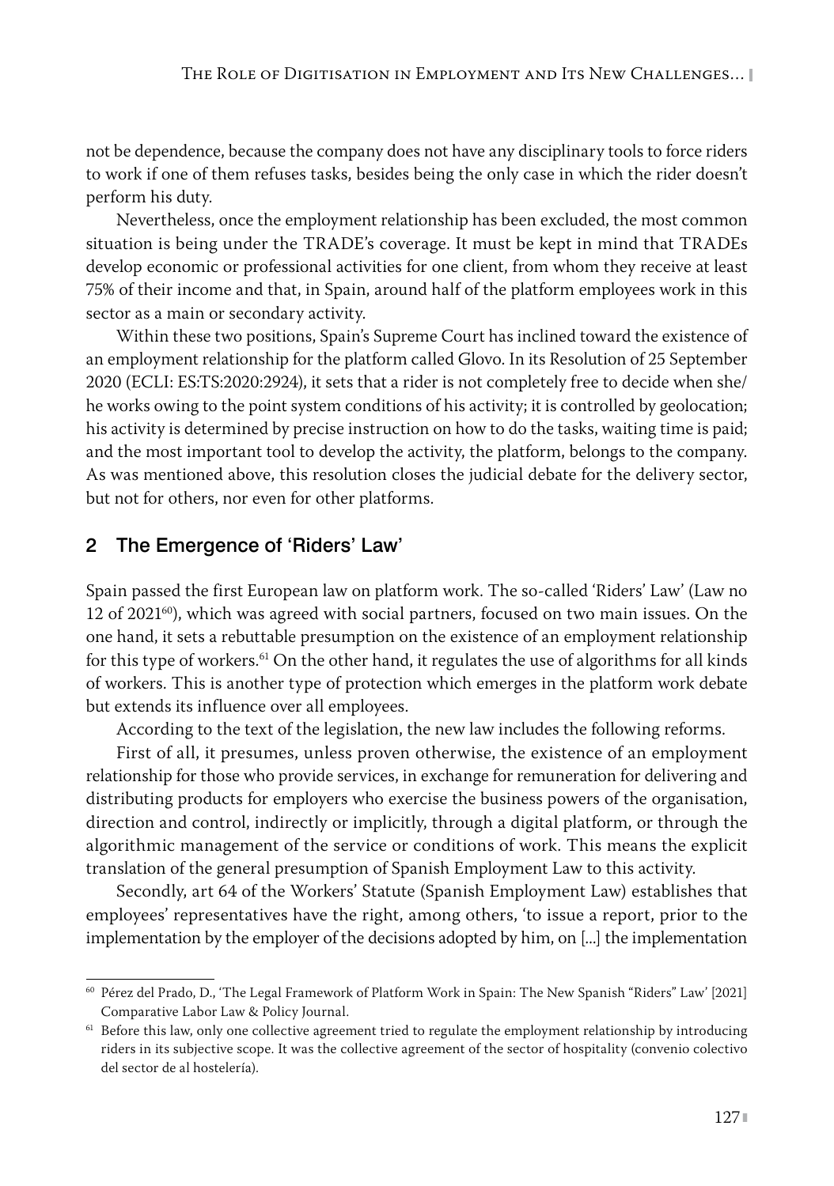not be dependence, because the company does not have any disciplinary tools to force riders to work if one of them refuses tasks, besides being the only case in which the rider doesn't perform his duty.

Nevertheless, once the employment relationship has been excluded, the most common situation is being under the TRADE's coverage. It must be kept in mind that TRADEs develop economic or professional activities for one client, from whom they receive at least 75% of their income and that, in Spain, around half of the platform employees work in this sector as a main or secondary activity.

Within these two positions, Spain's Supreme Court has inclined toward the existence of an employment relationship for the platform called Glovo. In its Resolution of 25 September 2020 (ECLI: ES:TS:2020:2924), it sets that a rider is not completely free to decide when she/he works owing to the point system conditions of his activity; it is controlled by geolocation; his activity is determined by precise instruction on how to do the tasks, waiting time is paid; and the most important tool to develop the activity, the platform, belongs to the company. As was mentioned above, this resolution closes the judicial debate for the delivery sector, but not for others, nor even for other platforms.

## 2 The Emergence of 'Riders' Law'

Spain passed the first European law on platform work. The so-called 'Riders' Law' (Law no 12 of 2021[60]), which was agreed with social partners, focused on two main issues. On the one hand, it sets a rebuttable presumption on the existence of an employment relationship for this type of workers.[61] On the other hand, it regulates the use of algorithms for all kinds of workers. This is another type of protection which emerges in the platform work debate but extends its influence over all employees.

According to the text of the legislation, the new law includes the following reforms.

First of all, it presumes, unless proven otherwise, the existence of an employment relationship for those who provide services, in exchange for remuneration for delivering and distributing products for employers who exercise the business powers of the organisation, direction and control, indirectly or implicitly, through a digital platform, or through the algorithmic management of the service or conditions of work. This means the explicit translation of the general presumption of Spanish Employment Law to this activity.

Secondly, art 64 of the Workers' Statute (Spanish Employment Law) establishes that employees' representatives have the right, among others, 'to issue a report, prior to the implementation by the employer of the decisions adopted by him, on [...] the implementation

---

[60] Pérez del Prado, D., 'The Legal Framework of Platform Work in Spain: The New Spanish "Riders" Law' [2021] Comparative Labor Law & Policy Journal.

[61] Before this law, only one collective agreement tried to regulate the employment relationship by introducing riders in its subjective scope. It was the collective agreement of the sector of hospitality (convenio colectivo del sector de al hostelería).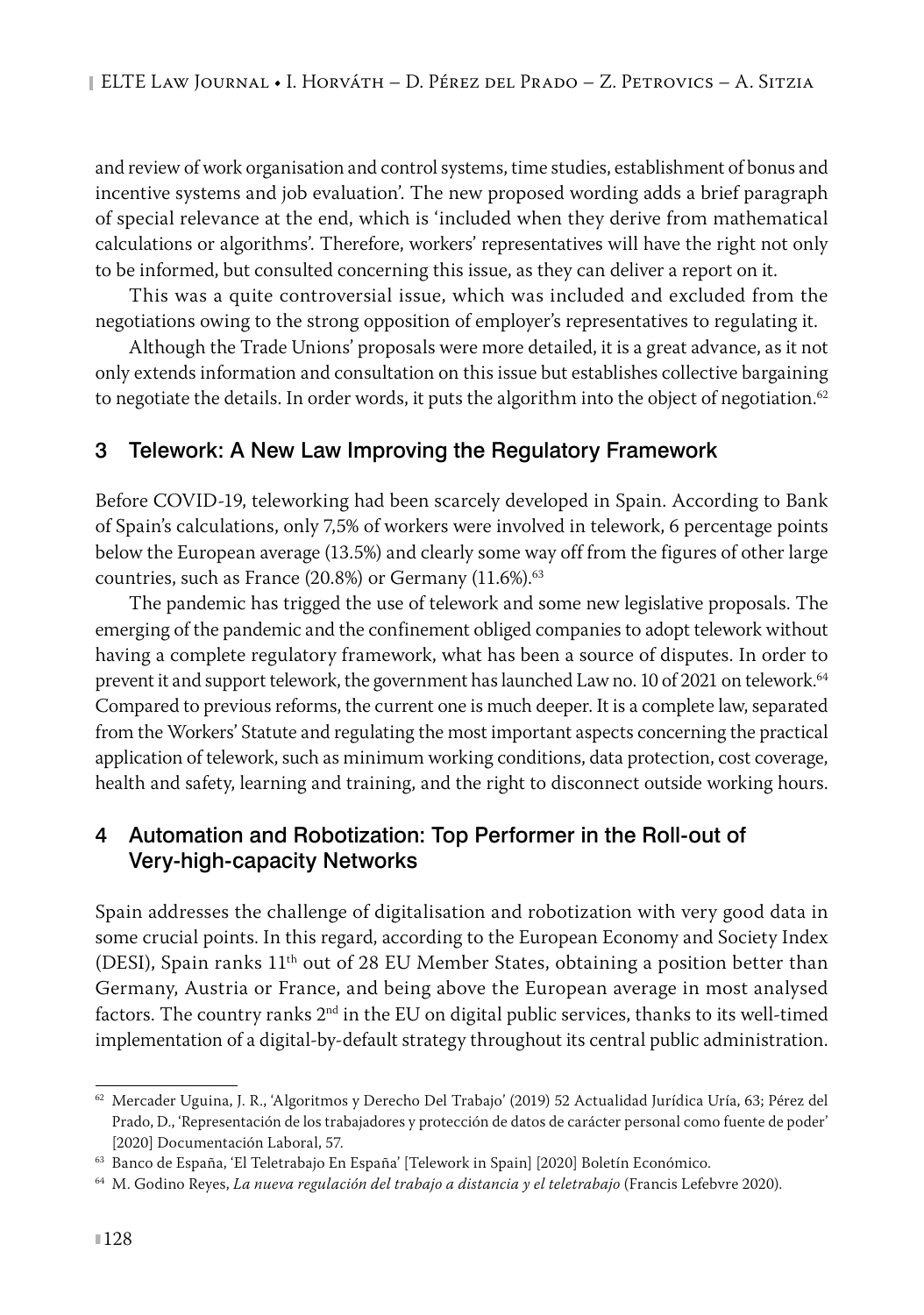and review of work organisation and control systems, time studies, establishment of bonus and incentive systems and job evaluation'. The new proposed wording adds a brief paragraph of special relevance at the end, which is 'included when they derive from mathematical calculations or algorithms'. Therefore, workers' representatives will have the right not only to be informed, but consulted concerning this issue, as they can deliver a report on it.

This was a quite controversial issue, which was included and excluded from the negotiations owing to the strong opposition of employer's representatives to regulating it.

Although the Trade Unions' proposals were more detailed, it is a great advance, as it not only extends information and consultation on this issue but establishes collective bargaining to negotiate the details. In order words, it puts the algorithm into the object of negotiation.[62]

## 3 Telework: A New Law Improving the Regulatory Framework

Before COVID-19, teleworking had been scarcely developed in Spain. According to Bank of Spain's calculations, only 7,5% of workers were involved in telework, 6 percentage points below the European average (13.5%) and clearly some way off from the figures of other large countries, such as France (20.8%) or Germany (11.6%).[63]

The pandemic has trigged the use of telework and some new legislative proposals. The emerging of the pandemic and the confinement obliged companies to adopt telework without having a complete regulatory framework, what has been a source of disputes. In order to prevent it and support telework, the government has launched Law no. 10 of 2021 on telework.[64] Compared to previous reforms, the current one is much deeper. It is a complete law, separated from the Workers' Statute and regulating the most important aspects concerning the practical application of telework, such as minimum working conditions, data protection, cost coverage, health and safety, learning and training, and the right to disconnect outside working hours.

## 4 Automation and Robotization: Top Performer in the Roll-out of Very-high-capacity Networks

Spain addresses the challenge of digitalisation and robotization with very good data in some crucial points. In this regard, according to the European Economy and Society Index (DESI), Spain ranks 11th out of 28 EU Member States, obtaining a position better than Germany, Austria or France, and being above the European average in most analysed factors. The country ranks 2nd in the EU on digital public services, thanks to its well-timed implementation of a digital-by-default strategy throughout its central public administration.

---

[62] Mercader Uguina, J. R., 'Algoritmos y Derecho Del Trabajo' (2019) 52 Actualidad Jurídica Uría, 63; Pérez del Prado, D., 'Representación de los trabajadores y protección de datos de carácter personal como fuente de poder' [2020] Documentación Laboral, 57.

[63] Banco de España, 'El Teletrabajo En España' [Telework in Spain] [2020] Boletín Económico.

[64] M. Godino Reyes, *La nueva regulación del trabajo a distancia y el teletrabajo* (Francis Lefebvre 2020).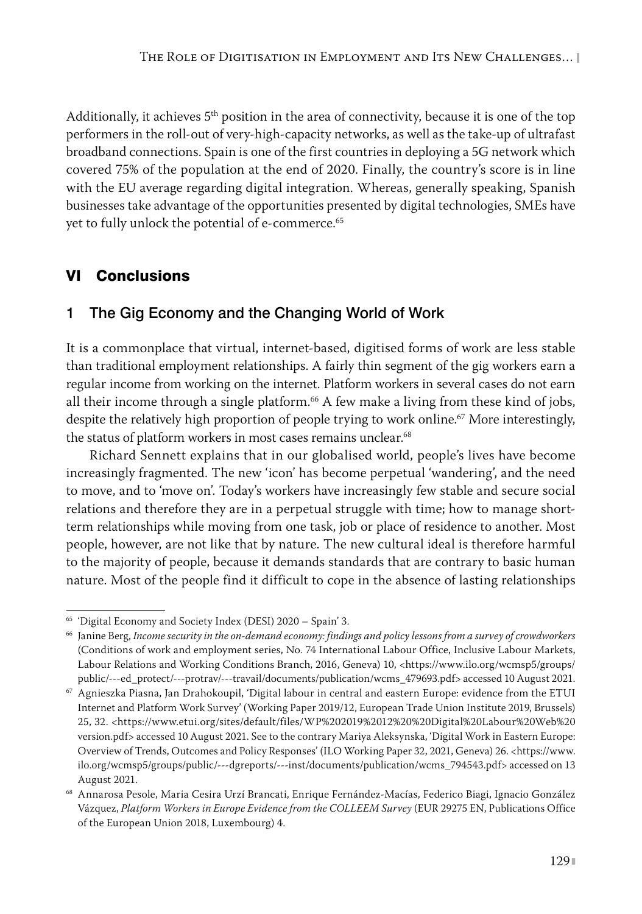Additionally, it achieves 5th position in the area of connectivity, because it is one of the top performers in the roll-out of very-high-capacity networks, as well as the take-up of ultrafast broadband connections. Spain is one of the first countries in deploying a 5G network which covered 75% of the population at the end of 2020. Finally, the country's score is in line with the EU average regarding digital integration. Whereas, generally speaking, Spanish businesses take advantage of the opportunities presented by digital technologies, SMEs have yet to fully unlock the potential of e-commerce.[65]

## VI Conclusions

### 1 The Gig Economy and the Changing World of Work

It is a commonplace that virtual, internet-based, digitised forms of work are less stable than traditional employment relationships. A fairly thin segment of the gig workers earn a regular income from working on the internet. Platform workers in several cases do not earn all their income through a single platform.[66] A few make a living from these kind of jobs, despite the relatively high proportion of people trying to work online.[67] More interestingly, the status of platform workers in most cases remains unclear.[68]

Richard Sennett explains that in our globalised world, people's lives have become increasingly fragmented. The new 'icon' has become perpetual 'wandering', and the need to move, and to 'move on'. Today's workers have increasingly few stable and secure social relations and therefore they are in a perpetual struggle with time; how to manage short-term relationships while moving from one task, job or place of residence to another. Most people, however, are not like that by nature. The new cultural ideal is therefore harmful to the majority of people, because it demands standards that are contrary to basic human nature. Most of the people find it difficult to cope in the absence of lasting relationships

---

[65] 'Digital Economy and Society Index (DESI) 2020 – Spain' 3.

[66] Janine Berg, *Income security in the on-demand economy: findings and policy lessons from a survey of crowdworkers* (Conditions of work and employment series, No. 74 International Labour Office, Inclusive Labour Markets, Labour Relations and Working Conditions Branch, 2016, Geneva) 10, <https://www.ilo.org/wcmsp5/groups/public/---ed_protect/---protrav/---travail/documents/publication/wcms_479693.pdf> accessed 10 August 2021.

[67] Agnieszka Piasna, Jan Drahokoupil, 'Digital labour in central and eastern Europe: evidence from the ETUI Internet and Platform Work Survey' (Working Paper 2019/12, European Trade Union Institute 2019, Brussels) 25, 32. <https://www.etui.org/sites/default/files/WP%202019%2012%20%20Digital%20Labour%20Web%20version.pdf> accessed 10 August 2021. See to the contrary Mariya Aleksynska, 'Digital Work in Eastern Europe: Overview of Trends, Outcomes and Policy Responses' (ILO Working Paper 32, 2021, Geneva) 26. <https://www.ilo.org/wcmsp5/groups/public/---dgreports/---inst/documents/publication/wcms_794543.pdf> accessed on 13 August 2021.

[68] Annarosa Pesole, Maria Cesira Urzí Brancati, Enrique Fernández-Macías, Federico Biagi, Ignacio González Vázquez, *Platform Workers in Europe Evidence from the COLLEEM Survey* (EUR 29275 EN, Publications Office of the European Union 2018, Luxembourg) 4.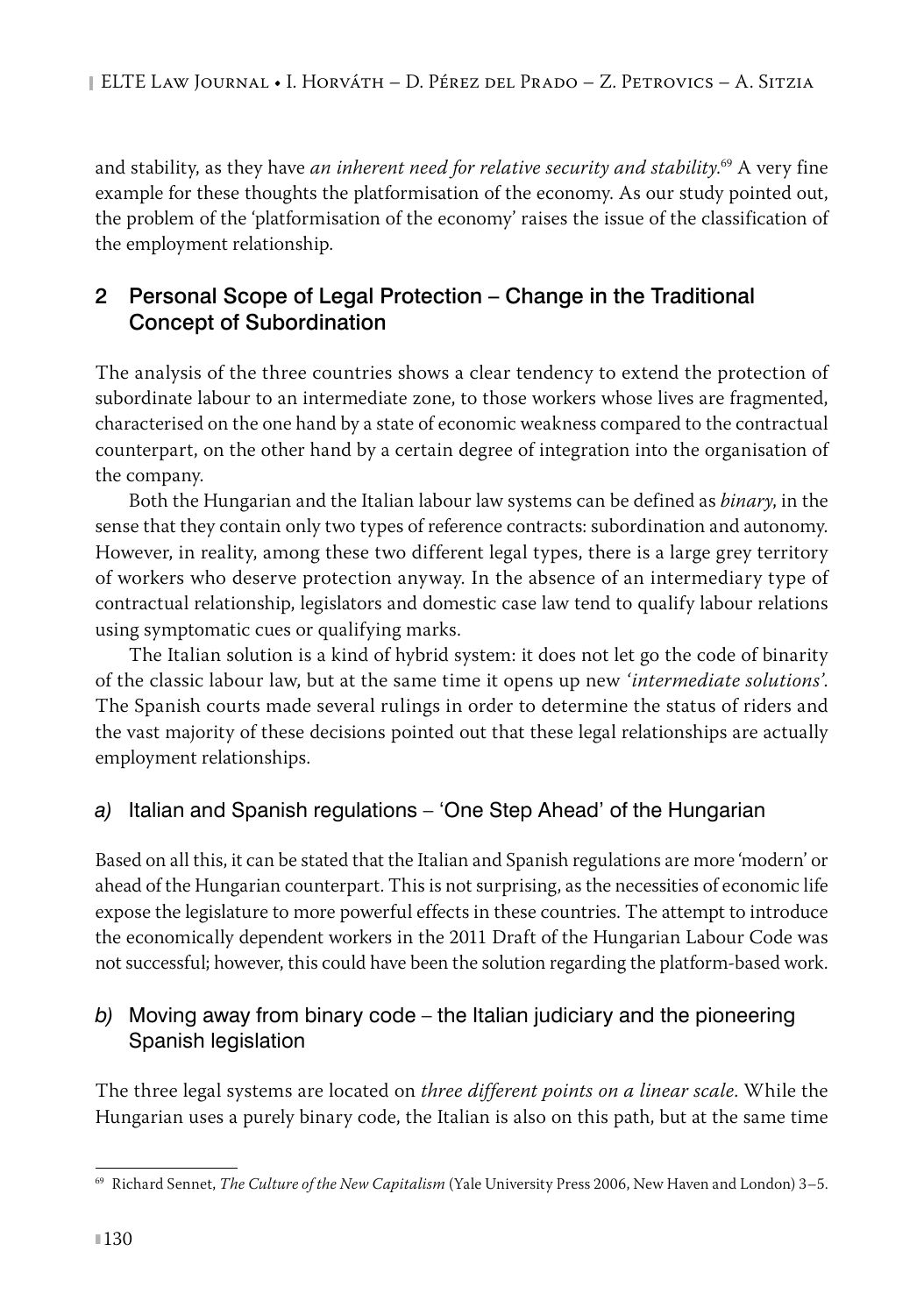and stability, as they have *an inherent need for relative security and stability*.[69] A very fine example for these thoughts the platformisation of the economy. As our study pointed out, the problem of the 'platformisation of the economy' raises the issue of the classification of the employment relationship.

## 2 Personal Scope of Legal Protection – Change in the Traditional Concept of Subordination

The analysis of the three countries shows a clear tendency to extend the protection of subordinate labour to an intermediate zone, to those workers whose lives are fragmented, characterised on the one hand by a state of economic weakness compared to the contractual counterpart, on the other hand by a certain degree of integration into the organisation of the company.

Both the Hungarian and the Italian labour law systems can be defined as *binary*, in the sense that they contain only two types of reference contracts: subordination and autonomy. However, in reality, among these two different legal types, there is a large grey territory of workers who deserve protection anyway. In the absence of an intermediary type of contractual relationship, legislators and domestic case law tend to qualify labour relations using symptomatic cues or qualifying marks.

The Italian solution is a kind of hybrid system: it does not let go the code of binarity of the classic labour law, but at the same time it opens up new '*intermediate solutions*'. The Spanish courts made several rulings in order to determine the status of riders and the vast majority of these decisions pointed out that these legal relationships are actually employment relationships.

### *a)* Italian and Spanish regulations – 'One Step Ahead' of the Hungarian

Based on all this, it can be stated that the Italian and Spanish regulations are more 'modern' or ahead of the Hungarian counterpart. This is not surprising, as the necessities of economic life expose the legislature to more powerful effects in these countries. The attempt to introduce the economically dependent workers in the 2011 Draft of the Hungarian Labour Code was not successful; however, this could have been the solution regarding the platform-based work.

### *b)* Moving away from binary code – the Italian judiciary and the pioneering Spanish legislation

The three legal systems are located on *three different points on a linear scale*. While the Hungarian uses a purely binary code, the Italian is also on this path, but at the same time

[69] Richard Sennet, *The Culture of the New Capitalism* (Yale University Press 2006, New Haven and London) 3–5.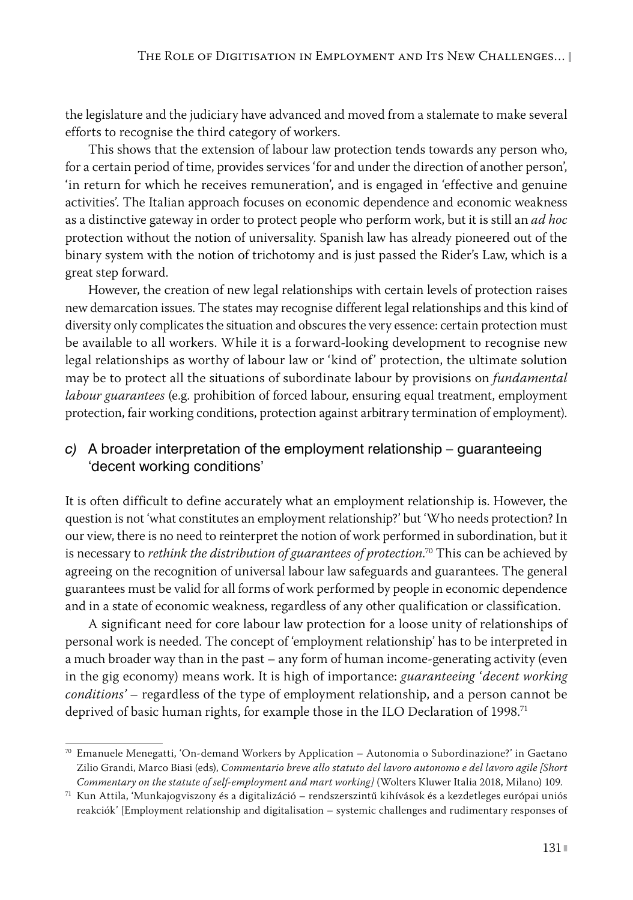the legislature and the judiciary have advanced and moved from a stalemate to make several efforts to recognise the third category of workers.

This shows that the extension of labour law protection tends towards any person who, for a certain period of time, provides services 'for and under the direction of another person', 'in return for which he receives remuneration', and is engaged in 'effective and genuine activities'. The Italian approach focuses on economic dependence and economic weakness as a distinctive gateway in order to protect people who perform work, but it is still an *ad hoc* protection without the notion of universality. Spanish law has already pioneered out of the binary system with the notion of trichotomy and is just passed the Rider's Law, which is a great step forward.

However, the creation of new legal relationships with certain levels of protection raises new demarcation issues. The states may recognise different legal relationships and this kind of diversity only complicates the situation and obscures the very essence: certain protection must be available to all workers. While it is a forward-looking development to recognise new legal relationships as worthy of labour law or 'kind of' protection, the ultimate solution may be to protect all the situations of subordinate labour by provisions on *fundamental labour guarantees* (e.g. prohibition of forced labour, ensuring equal treatment, employment protection, fair working conditions, protection against arbitrary termination of employment).

### *c)* A broader interpretation of the employment relationship – guaranteeing 'decent working conditions'

It is often difficult to define accurately what an employment relationship is. However, the question is not 'what constitutes an employment relationship?' but 'Who needs protection? In our view, there is no need to reinterpret the notion of work performed in subordination, but it is necessary to *rethink the distribution of guarantees of protection*.[70] This can be achieved by agreeing on the recognition of universal labour law safeguards and guarantees. The general guarantees must be valid for all forms of work performed by people in economic dependence and in a state of economic weakness, regardless of any other qualification or classification.

A significant need for core labour law protection for a loose unity of relationships of personal work is needed. The concept of 'employment relationship' has to be interpreted in a much broader way than in the past – any form of human income-generating activity (even in the gig economy) means work. It is high of importance: *guaranteeing 'decent working conditions'* – regardless of the type of employment relationship, and a person cannot be deprived of basic human rights, for example those in the ILO Declaration of 1998.[71]

---

[70] Emanuele Menegatti, 'On-demand Workers by Application – Autonomia o Subordinazione?' in Gaetano Zilio Grandi, Marco Biasi (eds), *Commentario breve allo statuto del lavoro autonomo e del lavoro agile [Short Commentary on the statute of self-employment and mart working]* (Wolters Kluwer Italia 2018, Milano) 109.

[71] Kun Attila, 'Munkajogviszony és a digitalizáció – rendszerszintű kihívások és a kezdetleges európai uniós reakciók' [Employment relationship and digitalisation – systemic challenges and rudimentary responses of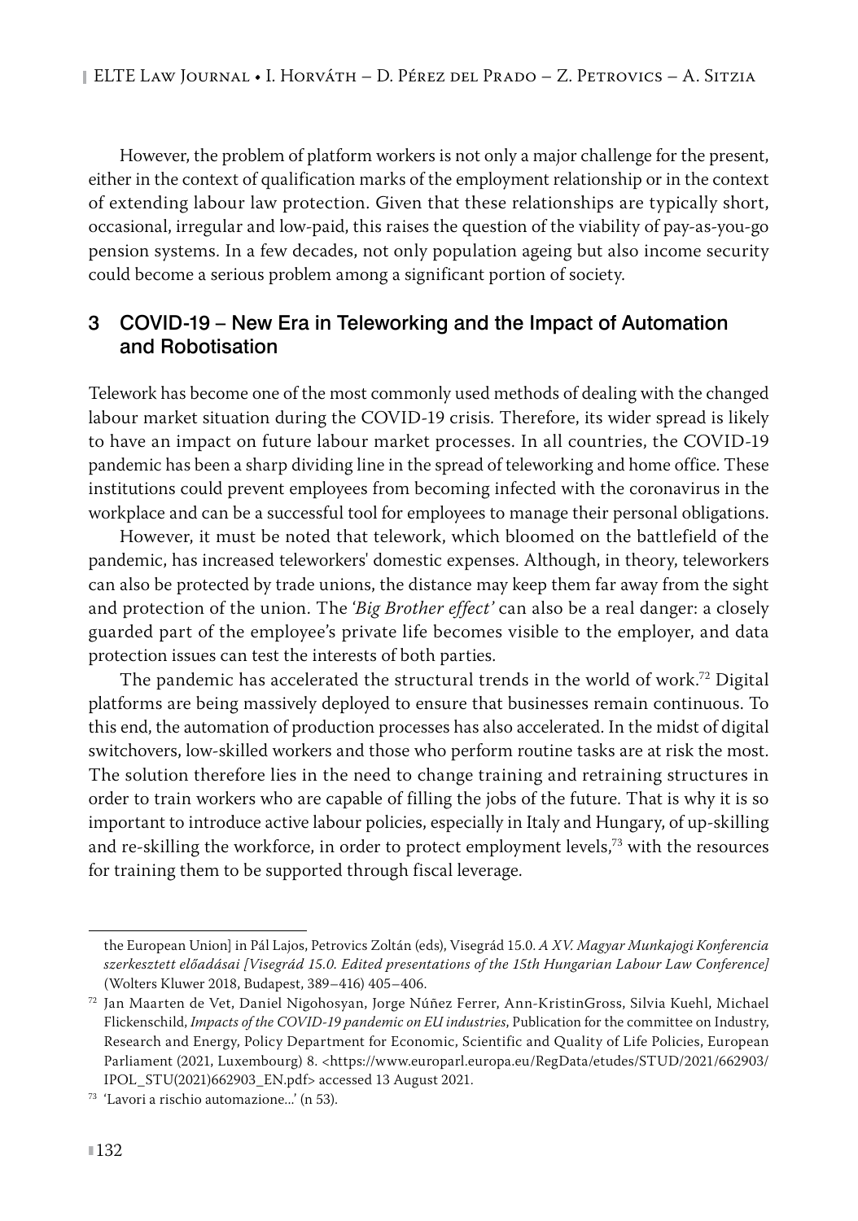However, the problem of platform workers is not only a major challenge for the present, either in the context of qualification marks of the employment relationship or in the context of extending labour law protection. Given that these relationships are typically short, occasional, irregular and low-paid, this raises the question of the viability of pay-as-you-go pension systems. In a few decades, not only population ageing but also income security could become a serious problem among a significant portion of society.

## 3 COVID-19 – New Era in Teleworking and the Impact of Automation and Robotisation

Telework has become one of the most commonly used methods of dealing with the changed labour market situation during the COVID-19 crisis. Therefore, its wider spread is likely to have an impact on future labour market processes. In all countries, the COVID-19 pandemic has been a sharp dividing line in the spread of teleworking and home office. These institutions could prevent employees from becoming infected with the coronavirus in the workplace and can be a successful tool for employees to manage their personal obligations.

However, it must be noted that telework, which bloomed on the battlefield of the pandemic, has increased teleworkers' domestic expenses. Although, in theory, teleworkers can also be protected by trade unions, the distance may keep them far away from the sight and protection of the union. The *'Big Brother effect'* can also be a real danger: a closely guarded part of the employee's private life becomes visible to the employer, and data protection issues can test the interests of both parties.

The pandemic has accelerated the structural trends in the world of work.[72] Digital platforms are being massively deployed to ensure that businesses remain continuous. To this end, the automation of production processes has also accelerated. In the midst of digital switchovers, low-skilled workers and those who perform routine tasks are at risk the most. The solution therefore lies in the need to change training and retraining structures in order to train workers who are capable of filling the jobs of the future. That is why it is so important to introduce active labour policies, especially in Italy and Hungary, of up-skilling and re-skilling the workforce, in order to protect employment levels,[73] with the resources for training them to be supported through fiscal leverage.

---

the European Union] in Pál Lajos, Petrovics Zoltán (eds), Visegrád 15.0. *A XV. Magyar Munkajogi Konferencia szerkesztett előadásai [Visegrád 15.0. Edited presentations of the 15th Hungarian Labour Law Conference]* (Wolters Kluwer 2018, Budapest, 389–416) 405–406.

[72] Jan Maarten de Vet, Daniel Nigohosyan, Jorge Núñez Ferrer, Ann-KristinGross, Silvia Kuehl, Michael Flickenschild, *Impacts of the COVID-19 pandemic on EU industries*, Publication for the committee on Industry, Research and Energy, Policy Department for Economic, Scientific and Quality of Life Policies, European Parliament (2021, Luxembourg) 8. <https://www.europarl.europa.eu/RegData/etudes/STUD/2021/662903/IPOL_STU(2021)662903_EN.pdf> accessed 13 August 2021.

[73] 'Lavori a rischio automazione...' (n 53).